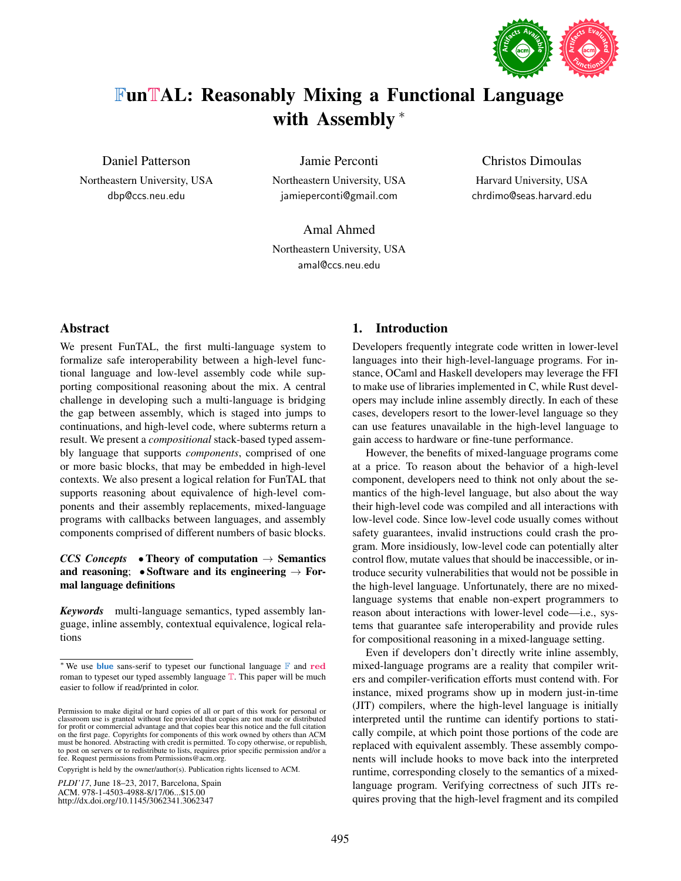# $\mathbb{F}$un$\mathbb{T}$AL: Reasonably Mixing a Functional Language with Assembly *

Daniel Patterson
Northeastern University, USA
dbp@ccs.neu.edu

Jamie Perconti
Northeastern University, USA
jamieperconti@gmail.com

Christos Dimoulas
Harvard University, USA
chrdimo@seas.harvard.edu

Amal Ahmed
Northeastern University, USA
amal@ccs.neu.edu

## Abstract

We present FunTAL, the first multi-language system to formalize safe interoperability between a high-level functional language and low-level assembly code while supporting compositional reasoning about the mix. A central challenge in developing such a multi-language is bridging the gap between assembly, which is staged into jumps to continuations, and high-level code, where subterms return a result. We present a *compositional* stack-based typed assembly language that supports *components*, comprised of one or more basic blocks, that may be embedded in high-level contexts. We also present a logical relation for FunTAL that supports reasoning about equivalence of high-level components and their assembly replacements, mixed-language programs with callbacks between languages, and assembly components comprised of different numbers of basic blocks.

***CCS Concepts*** • **Theory of computation** → **Semantics and reasoning**; • **Software and its engineering** → **Formal language definitions**

***Keywords*** multi-language semantics, typed assembly language, inline assembly, contextual equivalence, logical relations

* We use **blue** sans-serif to typeset our functional language $\mathbb{F}$ and **red** roman to typeset our typed assembly language $\mathbb{T}$. This paper will be much easier to follow if read/printed in color.

Permission to make digital or hard copies of all or part of this work for personal or classroom use is granted without fee provided that copies are not made or distributed for profit or commercial advantage and that copies bear this notice and the full citation on the first page. Copyrights for components of this work owned by others than ACM must be honored. Abstracting with credit is permitted. To copy otherwise, or republish, to post on servers or to redistribute to lists, requires prior specific permission and/or a fee. Request permissions from Permissions@acm.org.

Copyright is held by the owner/author(s). Publication rights licensed to ACM.

*PLDI'17*, June 18–23, 2017, Barcelona, Spain
ACM. 978-1-4503-4988-8/17/06...$15.00
http://dx.doi.org/10.1145/3062341.3062347

## 1. Introduction

Developers frequently integrate code written in lower-level languages into their high-level-language programs. For instance, OCaml and Haskell developers may leverage the FFI to make use of libraries implemented in C, while Rust developers may include inline assembly directly. In each of these cases, developers resort to the lower-level language so they can use features unavailable in the high-level language to gain access to hardware or fine-tune performance.

However, the benefits of mixed-language programs come at a price. To reason about the behavior of a high-level component, developers need to think not only about the semantics of the high-level language, but also about the way their high-level code was compiled and all interactions with low-level code. Since low-level code usually comes without safety guarantees, invalid instructions could crash the program. More insidiously, low-level code can potentially alter control flow, mutate values that should be inaccessible, or introduce security vulnerabilities that would not be possible in the high-level language. Unfortunately, there are no mixed-language systems that enable non-expert programmers to reason about interactions with lower-level code—i.e., systems that guarantee safe interoperability and provide rules for compositional reasoning in a mixed-language setting.

Even if developers don't directly write inline assembly, mixed-language programs are a reality that compiler writers and compiler-verification efforts must contend with. For instance, mixed programs show up in modern just-in-time (JIT) compilers, where the high-level language is initially interpreted until the runtime can identify portions to statically compile, at which point those portions of the code are replaced with equivalent assembly. These assembly components will include hooks to move back into the interpreted runtime, corresponding closely to the semantics of a mixed-language program. Verifying correctness of such JITs requires proving that the high-level fragment and its compiled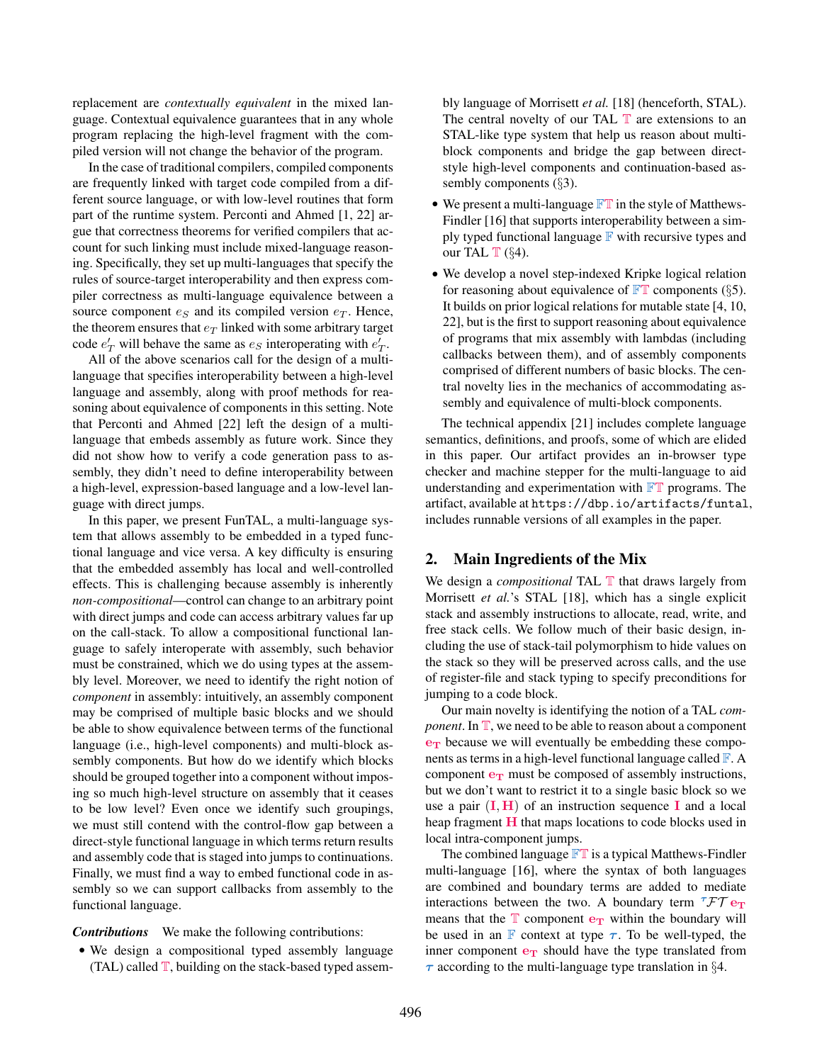replacement are *contextually equivalent* in the mixed language. Contextual equivalence guarantees that in any whole program replacing the high-level fragment with the compiled version will not change the behavior of the program.

In the case of traditional compilers, compiled components are frequently linked with target code compiled from a different source language, or with low-level routines that form part of the runtime system. Perconti and Ahmed [1, 22] argue that correctness theorems for verified compilers that account for such linking must include mixed-language reasoning. Specifically, they set up multi-languages that specify the rules of source-target interoperability and then express compiler correctness as multi-language equivalence between a source component $e_S$ and its compiled version $e_T$. Hence, the theorem ensures that $e_T$ linked with some arbitrary target code $e'_T$ will behave the same as $e_S$ interoperating with $e'_T$.

All of the above scenarios call for the design of a multi-language that specifies interoperability between a high-level language and assembly, along with proof methods for reasoning about equivalence of components in this setting. Note that Perconti and Ahmed [22] left the design of a multi-language that embeds assembly as future work. Since they did not show how to verify a code generation pass to assembly, they didn't need to define interoperability between a high-level, expression-based language and a low-level language with direct jumps.

In this paper, we present FunTAL, a multi-language system that allows assembly to be embedded in a typed functional language and vice versa. A key difficulty is ensuring that the embedded assembly has local and well-controlled effects. This is challenging because assembly is inherently *non-compositional*—control can change to an arbitrary point with direct jumps and code can access arbitrary values far up on the call-stack. To allow a compositional functional language to safely interoperate with assembly, such behavior must be constrained, which we do using types at the assembly level. Moreover, we need to identify the right notion of *component* in assembly: intuitively, an assembly component may be comprised of multiple basic blocks and we should be able to show equivalence between terms of the functional language (i.e., high-level components) and multi-block assembly components. But how do we identify which blocks should be grouped together into a component without imposing so much high-level structure on assembly that it ceases to be low level? Even once we identify such groupings, we must still contend with the control-flow gap between a direct-style functional language in which terms return results and assembly code that is staged into jumps to continuations. Finally, we must find a way to embed functional code in assembly so we can support callbacks from assembly to the functional language.

***Contributions*** We make the following contributions:

- We design a compositional typed assembly language (TAL) called $\mathbb{T}$, building on the stack-based typed assembly language of Morrisett *et al.* [18] (henceforth, STAL). The central novelty of our TAL $\mathbb{T}$ are extensions to an STAL-like type system that help us reason about multi-block components and bridge the gap between direct-style high-level components and continuation-based assembly components (§3).
- We present a multi-language $\mathbb{FT}$ in the style of Matthews-Findler [16] that supports interoperability between a simply typed functional language $\mathbb{F}$ with recursive types and our TAL $\mathbb{T}$ (§4).
- We develop a novel step-indexed Kripke logical relation for reasoning about equivalence of $\mathbb{FT}$ components (§5). It builds on prior logical relations for mutable state [4, 10, 22], but is the first to support reasoning about equivalence of programs that mix assembly with lambdas (including callbacks between them), and of assembly components comprised of different numbers of basic blocks. The central novelty lies in the mechanics of accommodating assembly and equivalence of multi-block components.

The technical appendix [21] includes complete language semantics, definitions, and proofs, some of which are elided in this paper. Our artifact provides an in-browser type checker and machine stepper for the multi-language to aid understanding and experimentation with $\mathbb{FT}$ programs. The artifact, available at `https://dbp.io/artifacts/funtal`, includes runnable versions of all examples in the paper.

## 2. Main Ingredients of the Mix

We design a *compositional* TAL $\mathbb{T}$ that draws largely from Morrisett *et al.*'s STAL [18], which has a single explicit stack and assembly instructions to allocate, read, write, and free stack cells. We follow much of their basic design, including the use of stack-tail polymorphism to hide values on the stack so they will be preserved across calls, and the use of register-file and stack typing to specify preconditions for jumping to a code block.

Our main novelty is identifying the notion of a TAL *component*. In $\mathbb{T}$, we need to be able to reason about a component $\mathbf{e_T}$ because we will eventually be embedding these components as terms in a high-level functional language called $\mathbb{F}$. A component $\mathbf{e_T}$ must be composed of assembly instructions, but we don't want to restrict it to a single basic block so we use a pair $(\mathbf{I}, \mathbf{H})$ of an instruction sequence $\mathbf{I}$ and a local heap fragment $\mathbf{H}$ that maps locations to code blocks used in local intra-component jumps.

The combined language $\mathbb{FT}$ is a typical Matthews-Findler multi-language [16], where the syntax of both languages are combined and boundary terms are added to mediate interactions between the two. A boundary term ${}^{\tau}\mathcal{FT}\,\mathbf{e_T}$ means that the $\mathbb{T}$ component $\mathbf{e_T}$ within the boundary will be used in an $\mathbb{F}$ context at type $\tau$. To be well-typed, the inner component $\mathbf{e_T}$ should have the type translated from $\tau$ according to the multi-language type translation in §4.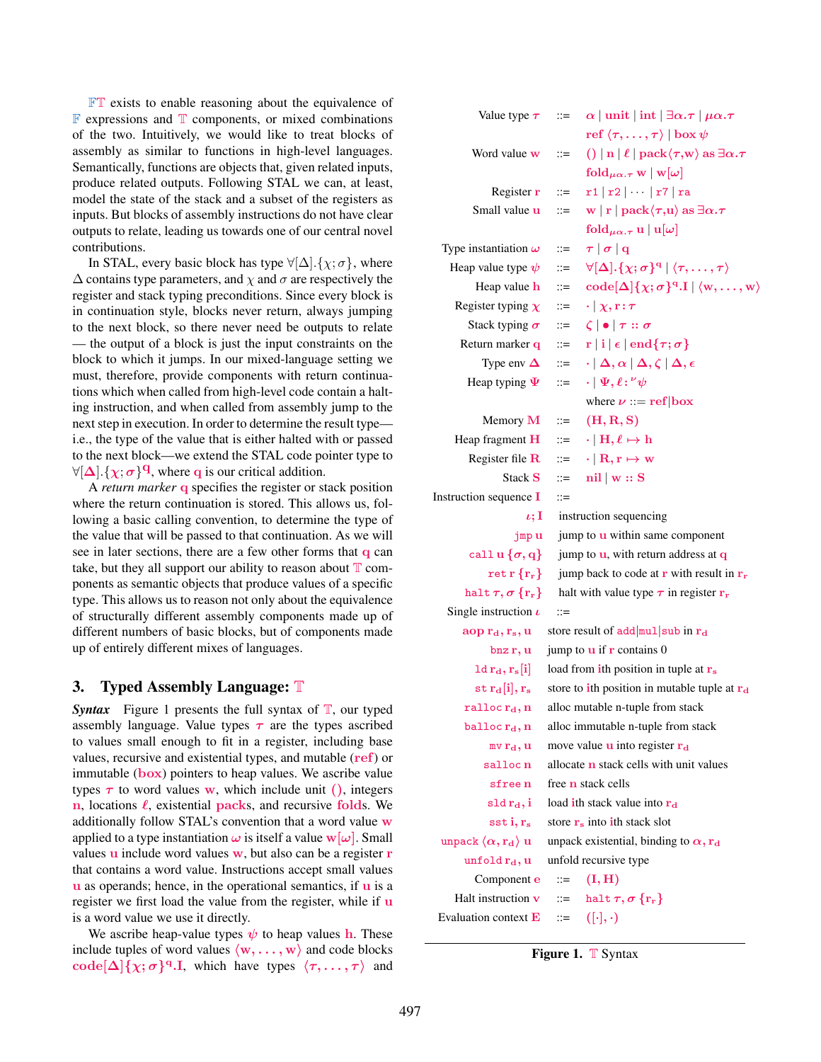$\mathbb{FT}$ exists to enable reasoning about the equivalence of $\mathbb{F}$ expressions and $\mathbb{T}$ components, or mixed combinations of the two. Intuitively, we would like to treat blocks of assembly as similar to functions in high-level languages. Semantically, functions are objects that, given related inputs, produce related outputs. Following STAL we can, at least, model the state of the stack and a subset of the registers as inputs. But blocks of assembly instructions do not have clear outputs to relate, leading us towards one of our central novel contributions.

In STAL, every basic block has type $\forall[\Delta].\{\chi;\sigma\}$, where $\Delta$ contains type parameters, and $\chi$ and $\sigma$ are respectively the register and stack typing preconditions. Since every block is in continuation style, blocks never return, always jumping to the next block, so there never need be outputs to relate — the output of a block is just the input constraints on the block to which it jumps. In our mixed-language setting we must, therefore, provide components with return continuations which when called from high-level code contain a halting instruction, and when called from assembly jump to the next step in execution. In order to determine the result type—i.e., the type of the value that is either halted with or passed to the next block—we extend the STAL code pointer type to $\forall[\Delta].\{\chi;\sigma\}^{q}$, where $q$ is our critical addition.

A *return marker* $q$ specifies the register or stack position where the return continuation is stored. This allows us, following a basic calling convention, to determine the type of the value that will be passed to that continuation. As we will see in later sections, there are a few other forms that $q$ can take, but they all support our ability to reason about $\mathbb{T}$ components as semantic objects that produce values of a specific type. This allows us to reason not only about the equivalence of structurally different assembly components made up of different numbers of basic blocks, but of components made up of entirely different mixes of languages.

## 3. Typed Assembly Language: $\mathbb{T}$

***Syntax*** Figure 1 presents the full syntax of $\mathbb{T}$, our typed assembly language. Value types $\tau$ are the types ascribed to values small enough to fit in a register, including base values, recursive and existential types, and mutable (**ref**) or immutable (**box**) pointers to heap values. We ascribe value types $\tau$ to word values $w$, which include unit $()$, integers $n$, locations $\ell$, existential **pack**s, and recursive **fold**s. We additionally follow STAL's convention that a word value $w$ applied to a type instantiation $\omega$ is itself a value $w[\omega]$. Small values $u$ include word values $w$, but also can be a register $r$ that contains a word value. Instructions accept small values $u$ as operands; hence, in the operational semantics, if $u$ is a register we first load the value from the register, while if $u$ is a word value we use it directly.

We ascribe heap-value types $\psi$ to heap values $h$. These include tuples of word values $\langle w,\ldots,w\rangle$ and code blocks $\mathbf{code}[\Delta]\{\chi;\sigma\}^{q}.I$, which have types $\langle\tau,\ldots,\tau\rangle$ and

| | | |
|---|---|---|
| Value type $\tau$ | ::= | $\alpha \mid \mathbf{unit} \mid \mathbf{int} \mid \exists\alpha.\tau \mid \mu\alpha.\tau$ |
| | | $\mathbf{ref}\ \langle\tau,\ldots,\tau\rangle \mid \mathbf{box}\ \psi$ |
| Word value $w$ | ::= | $() \mid n \mid \ell \mid \mathbf{pack}\langle\tau,w\rangle\ \mathbf{as}\ \exists\alpha.\tau$ |
| | | $\mathbf{fold}_{\mu\alpha.\tau}\ w \mid w[\omega]$ |
| Register $r$ | ::= | `r1` $\mid$ `r2` $\mid \cdots \mid$ `r7` $\mid$ `ra` |
| Small value $u$ | ::= | $w \mid r \mid \mathbf{pack}\langle\tau,u\rangle\ \mathbf{as}\ \exists\alpha.\tau$ |
| | | $\mathbf{fold}_{\mu\alpha.\tau}\ u \mid u[\omega]$ |
| Type instantiation $\omega$ | ::= | $\tau \mid \sigma \mid q$ |
| Heap value type $\psi$ | ::= | $\forall[\Delta].\{\chi;\sigma\}^{q} \mid \langle\tau,\ldots,\tau\rangle$ |
| Heap value $h$ | ::= | $\mathbf{code}[\Delta]\{\chi;\sigma\}^{q}.I \mid \langle w,\ldots,w\rangle$ |
| Register typing $\chi$ | ::= | $\cdot \mid \chi, r:\tau$ |
| Stack typing $\sigma$ | ::= | $\zeta \mid \bullet \mid \tau :: \sigma$ |
| Return marker $q$ | ::= | $r \mid i \mid \epsilon \mid \mathbf{end}\{\tau;\sigma\}$ |
| Type env $\Delta$ | ::= | $\cdot \mid \Delta,\alpha \mid \Delta,\zeta \mid \Delta,\epsilon$ |
| Heap typing $\Psi$ | ::= | $\cdot \mid \Psi, \ell :^{\nu} \psi$ |
| | | where $\nu$ ::= $\mathbf{ref} \mid \mathbf{box}$ |
| Memory $M$ | ::= | $(H, R, S)$ |
| Heap fragment $H$ | ::= | $\cdot \mid H, \ell \mapsto h$ |
| Register file $R$ | ::= | $\cdot \mid R, r \mapsto w$ |
| Stack $S$ | ::= | $\mathbf{nil} \mid w :: S$ |
| Instruction sequence $I$ | ::= | |
| $\iota; I$ | | instruction sequencing |
| `jmp` $u$ | | jump to $u$ within same component |
| `call` $u\ \{\sigma, q\}$ | | jump to $u$, with return address at $q$ |
| `ret` $r\ \{r_r\}$ | | jump back to code at $r$ with result in $r_r$ |
| `halt` $\tau,\sigma\ \{r_r\}$ | | halt with value type $\tau$ in register $r_r$ |
| Single instruction $\iota$ | ::= | |
| `aop` $r_d, r_s, u$ | | store result of `add`\|`mul`\|`sub` in $r_d$ |
| `bnz` $r, u$ | | jump to $u$ if $r$ contains 0 |
| `ld` $r_d, r_s[i]$ | | load from $i$th position in tuple at $r_s$ |
| `st` $r_d[i], r_s$ | | store to $i$th position in mutable tuple at $r_d$ |
| `ralloc` $r_d, n$ | | alloc mutable n-tuple from stack |
| `balloc` $r_d, n$ | | alloc immutable n-tuple from stack |
| `mv` $r_d, u$ | | move value $u$ into register $r_d$ |
| `salloc` $n$ | | allocate $n$ stack cells with unit values |
| `sfree` $n$ | | free $n$ stack cells |
| `sld` $r_d, i$ | | load $i$th stack value into $r_d$ |
| `sst` $i, r_s$ | | store $r_s$ into $i$th stack slot |
| `unpack` $\langle\alpha, r_d\rangle\ u$ | | unpack existential, binding to $\alpha, r_d$ |
| `unfold` $r_d, u$ | | unfold recursive type |
| Component $e$ | ::= | $(I, H)$ |
| Halt instruction $v$ | ::= | `halt` $\tau,\sigma\ \{r_r\}$ |
| Evaluation context $E$ | ::= | $([\cdot], \cdot)$ |

**Figure 1.** $\mathbb{T}$ Syntax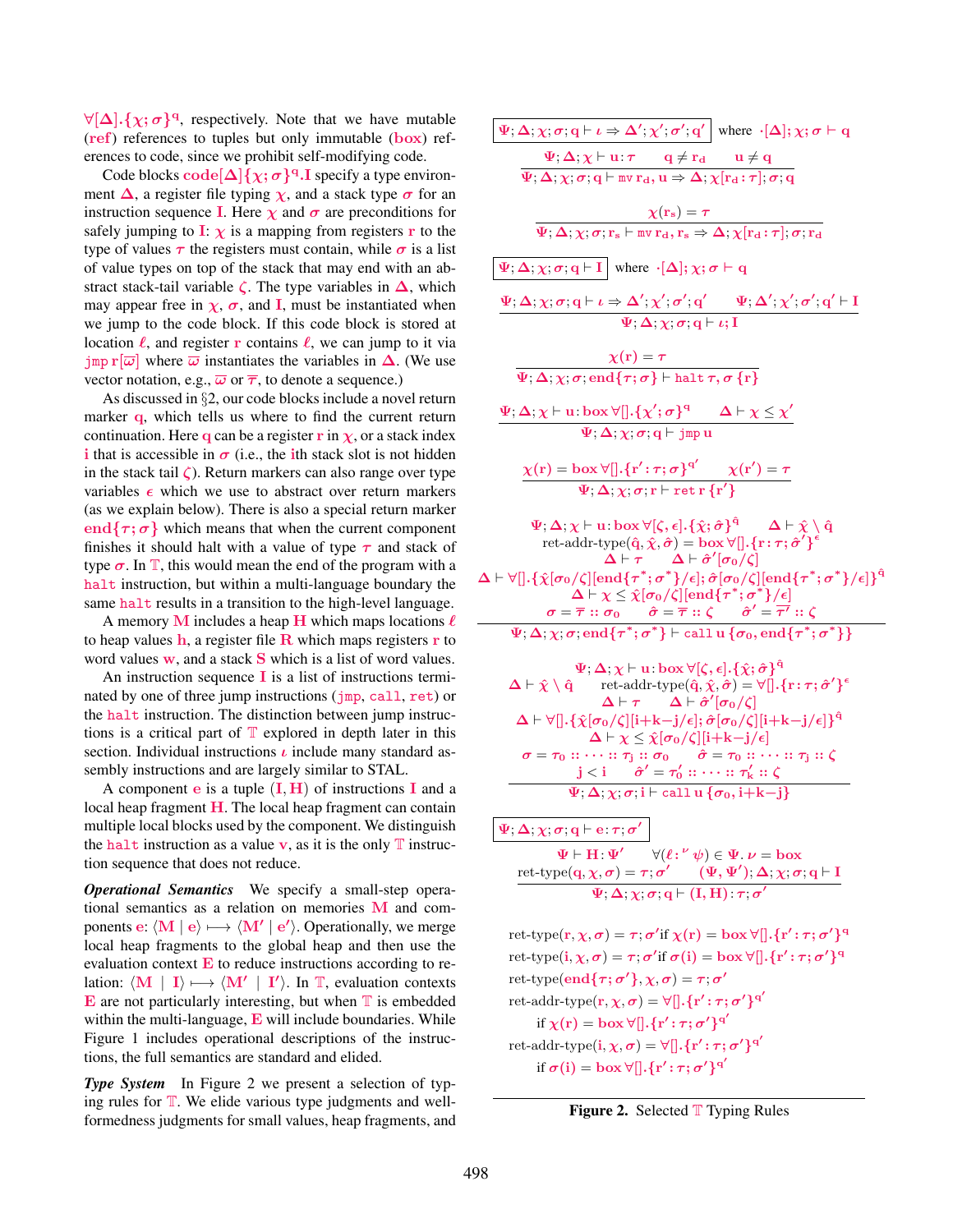$\forall[\Delta].\{\chi;\sigma\}^{\mathrm{q}}$, respectively. Note that we have mutable (ref) references to tuples but only immutable (box) references to code, since we prohibit self-modifying code.

Code blocks $\mathtt{code}[\Delta]\{\chi;\sigma\}^{\mathrm{q}}.\mathrm{I}$ specify a type environment $\Delta$, a register file typing $\chi$, and a stack type $\sigma$ for an instruction sequence $\mathrm{I}$. Here $\chi$ and $\sigma$ are preconditions for safely jumping to $\mathrm{I}$: $\chi$ is a mapping from registers $\mathrm{r}$ to the type of values $\tau$ the registers must contain, while $\sigma$ is a list of value types on top of the stack that may end with an abstract stack-tail variable $\zeta$. The type variables in $\Delta$, which may appear free in $\chi$, $\sigma$, and $\mathrm{I}$, must be instantiated when we jump to the code block. If this code block is stored at location $\ell$, and register $\mathrm{r}$ contains $\ell$, we can jump to it via $\mathtt{jmp}\ \mathrm{r}[\overline{\omega}]$ where $\overline{\omega}$ instantiates the variables in $\Delta$. (We use vector notation, e.g., $\overline{\omega}$ or $\overline{\tau}$, to denote a sequence.)

As discussed in §2, our code blocks include a novel return marker $\mathrm{q}$, which tells us where to find the current return continuation. Here $\mathrm{q}$ can be a register $\mathrm{r}$ in $\chi$, or a stack index $\mathrm{i}$ that is accessible in $\sigma$ (i.e., the $\mathrm{i}$th stack slot is not hidden in the stack tail $\zeta$). Return markers can also range over type variables $\epsilon$ which we use to abstract over return markers (as we explain below). There is also a special return marker $\mathrm{end}\{\tau;\sigma\}$ which means that when the current component finishes it should halt with a value of type $\tau$ and stack of type $\sigma$. In $\mathbb{T}$, this would mean the end of the program with a halt instruction, but within a multi-language boundary the same halt results in a transition to the high-level language.

A memory $\mathrm{M}$ includes a heap $\mathrm{H}$ which maps locations $\ell$ to heap values $\mathrm{h}$, a register file $\mathrm{R}$ which maps registers $\mathrm{r}$ to word values $\mathrm{w}$, and a stack $\mathrm{S}$ which is a list of word values.

An instruction sequence $\mathrm{I}$ is a list of instructions terminated by one of three jump instructions (jmp, call, ret) or the halt instruction. The distinction between jump instructions is a critical part of $\mathbb{T}$ explored in depth later in this section. Individual instructions $\iota$ include many standard assembly instructions and are largely similar to STAL.

A component $\mathrm{e}$ is a tuple $(\mathrm{I}, \mathrm{H})$ of instructions $\mathrm{I}$ and a local heap fragment $\mathrm{H}$. The local heap fragment can contain multiple local blocks used by the component. We distinguish the halt instruction as a value $\mathrm{v}$, as it is the only $\mathbb{T}$ instruction sequence that does not reduce.

***Operational Semantics*** We specify a small-step operational semantics as a relation on memories $\mathrm{M}$ and components $\mathrm{e}$: $\langle \mathrm{M} \mid \mathrm{e}\rangle \longmapsto \langle \mathrm{M}' \mid \mathrm{e}'\rangle$. Operationally, we merge local heap fragments to the global heap and then use the evaluation context $\mathrm{E}$ to reduce instructions according to relation: $\langle \mathrm{M} \mid \mathrm{I}\rangle \longmapsto \langle \mathrm{M}' \mid \mathrm{I}'\rangle$. In $\mathbb{T}$, evaluation contexts $\mathrm{E}$ are not particularly interesting, but when $\mathbb{T}$ is embedded within the multi-language, $\mathrm{E}$ will include boundaries. While Figure 1 includes operational descriptions of the instructions, the full semantics are standard and elided.

***Type System*** In Figure 2 we present a selection of typing rules for $\mathbb{T}$. We elide various type judgments and well-formedness judgments for small values, heap fragments, and

$$\boxed{\Psi;\Delta;\chi;\sigma;\mathrm{q} \vdash \iota \Rightarrow \Delta';\chi';\sigma';\mathrm{q}'} \quad \text{where } \cdot[\Delta];\chi;\sigma \vdash \mathrm{q}$$

$$\frac{\Psi;\Delta;\chi \vdash \mathrm{u}:\tau \qquad \mathrm{q} \neq \mathrm{r_d} \qquad \mathrm{u} \neq \mathrm{q}}{\Psi;\Delta;\chi;\sigma;\mathrm{q} \vdash \mathtt{mv}\ \mathrm{r_d},\mathrm{u} \Rightarrow \Delta;\chi[\mathrm{r_d}:\tau];\sigma;\mathrm{q}}$$

$$\frac{\chi(\mathrm{r_s}) = \tau}{\Psi;\Delta;\chi;\sigma;\mathrm{r_s} \vdash \mathtt{mv}\ \mathrm{r_d},\mathrm{r_s} \Rightarrow \Delta;\chi[\mathrm{r_d}:\tau];\sigma;\mathrm{r_d}}$$

$$\boxed{\Psi;\Delta;\chi;\sigma;\mathrm{q} \vdash \mathrm{I}} \quad \text{where } \cdot[\Delta];\chi;\sigma \vdash \mathrm{q}$$

$$\frac{\Psi;\Delta;\chi;\sigma;\mathrm{q} \vdash \iota \Rightarrow \Delta';\chi';\sigma';\mathrm{q}' \qquad \Psi;\Delta';\chi';\sigma';\mathrm{q}' \vdash \mathrm{I}}{\Psi;\Delta;\chi;\sigma;\mathrm{q} \vdash \iota;\mathrm{I}}$$

$$\frac{\chi(\mathrm{r}) = \tau}{\Psi;\Delta;\chi;\sigma;\mathrm{end}\{\tau;\sigma\} \vdash \mathtt{halt}\ \tau,\sigma\ \{\mathrm{r}\}}$$

$$\frac{\Psi;\Delta;\chi \vdash \mathrm{u}:\mathrm{box}\,\forall[].\{\chi';\sigma\}^{\mathrm{q}} \qquad \Delta \vdash \chi \leq \chi'}{\Psi;\Delta;\chi;\sigma;\mathrm{q} \vdash \mathtt{jmp}\ \mathrm{u}}$$

$$\frac{\chi(\mathrm{r}) = \mathrm{box}\,\forall[].\{\mathrm{r}':\tau;\sigma\}^{\mathrm{q}'} \qquad \chi(\mathrm{r}') = \tau}{\Psi;\Delta;\chi;\sigma;\mathrm{r} \vdash \mathtt{ret}\ \mathrm{r}\ \{\mathrm{r}'\}}$$

$$\frac{\begin{array}{c}\Psi;\Delta;\chi \vdash \mathrm{u}:\mathrm{box}\,\forall[\zeta,\epsilon].\{\hat{\chi};\hat{\sigma}\}^{\hat{\mathrm{q}}} \qquad \Delta \vdash \hat{\chi} \setminus \hat{\mathrm{q}} \\ \text{ret-addr-type}(\hat{\mathrm{q}},\hat{\chi},\hat{\sigma}) = \mathrm{box}\,\forall[].\{\mathrm{r}:\tau;\hat{\sigma}'\}^{\epsilon} \\ \Delta \vdash \tau \qquad \Delta \vdash \hat{\sigma}'[\sigma_0/\zeta] \\ \Delta \vdash \forall[].\{\hat{\chi}[\sigma_0/\zeta][\mathrm{end}\{\tau^*;\sigma^*\}/\epsilon];\hat{\sigma}[\sigma_0/\zeta][\mathrm{end}\{\tau^*;\sigma^*\}/\epsilon]\}^{\hat{\mathrm{q}}} \\ \Delta \vdash \chi \leq \hat{\chi}[\sigma_0/\zeta][\mathrm{end}\{\tau^*;\sigma^*\}/\epsilon] \\ \sigma = \overline{\tau} :: \sigma_0 \qquad \hat{\sigma} = \overline{\tau} :: \zeta \qquad \hat{\sigma}' = \overline{\tau}' :: \zeta\end{array}}{\Psi;\Delta;\chi;\sigma;\mathrm{end}\{\tau^*;\sigma^*\} \vdash \mathtt{call}\ \mathrm{u}\ \{\sigma_0,\mathrm{end}\{\tau^*;\sigma^*\}\}}$$

$$\frac{\begin{array}{c}\Psi;\Delta;\chi \vdash \mathrm{u}:\mathrm{box}\,\forall[\zeta,\epsilon].\{\hat{\chi};\hat{\sigma}\}^{\hat{\mathrm{q}}} \\ \Delta \vdash \hat{\chi} \setminus \hat{\mathrm{q}} \qquad \text{ret-addr-type}(\hat{\mathrm{q}},\hat{\chi},\hat{\sigma}) = \forall[].\{\mathrm{r}:\tau;\hat{\sigma}'\}^{\epsilon} \\ \Delta \vdash \tau \qquad \Delta \vdash \hat{\sigma}'[\sigma_0/\zeta] \\ \Delta \vdash \forall[].\{\hat{\chi}[\sigma_0/\zeta][\mathrm{i{+}k{-}j}/\epsilon];\hat{\sigma}[\sigma_0/\zeta][\mathrm{i{+}k{-}j}/\epsilon]\}^{\hat{\mathrm{q}}} \\ \Delta \vdash \chi \leq \hat{\chi}[\sigma_0/\zeta][\mathrm{i{+}k{-}j}/\epsilon] \\ \sigma = \tau_0 :: \cdots :: \tau_j :: \sigma_0 \qquad \hat{\sigma} = \tau_0 :: \cdots :: \tau_j :: \zeta \\ \mathrm{j} < \mathrm{i} \qquad \hat{\sigma}' = \tau_0' :: \cdots :: \tau_k' :: \zeta\end{array}}{\Psi;\Delta;\chi;\sigma;\mathrm{i} \vdash \mathtt{call}\ \mathrm{u}\ \{\sigma_0,\mathrm{i{+}k{-}j}\}}$$

$$\boxed{\Psi;\Delta;\chi;\sigma;\mathrm{q} \vdash \mathrm{e}:\tau;\sigma'}$$

$$\frac{\begin{array}{c}\Psi \vdash \mathrm{H}:\Psi' \qquad \forall(\ell:^{\nu}\psi) \in \Psi.\ \nu = \mathrm{box} \\ \text{ret-type}(\mathrm{q},\chi,\sigma) = \tau;\sigma' \qquad (\Psi,\Psi');\Delta;\chi;\sigma;\mathrm{q} \vdash \mathrm{I}\end{array}}{\Psi;\Delta;\chi;\sigma;\mathrm{q} \vdash (\mathrm{I},\mathrm{H}):\tau;\sigma'}$$

$\text{ret-type}(\mathrm{r},\chi,\sigma) = \tau;\sigma'$ if $\chi(\mathrm{r}) = \mathrm{box}\,\forall[].\{\mathrm{r}':\tau;\sigma'\}^{\mathrm{q}}$

$\text{ret-type}(\mathrm{i},\chi,\sigma) = \tau;\sigma'$ if $\sigma(\mathrm{i}) = \mathrm{box}\,\forall[].\{\mathrm{r}':\tau;\sigma'\}^{\mathrm{q}}$

$\text{ret-type}(\mathrm{end}\{\tau;\sigma'\},\chi,\sigma) = \tau;\sigma'$

$\text{ret-addr-type}(\mathrm{r},\chi,\sigma) = \forall[].\{\mathrm{r}':\tau;\sigma'\}^{\mathrm{q}'}$
  if $\chi(\mathrm{r}) = \mathrm{box}\,\forall[].\{\mathrm{r}':\tau;\sigma'\}^{\mathrm{q}'}$

$\text{ret-addr-type}(\mathrm{i},\chi,\sigma) = \forall[].\{\mathrm{r}':\tau;\sigma'\}^{\mathrm{q}'}$
  if $\sigma(\mathrm{i}) = \mathrm{box}\,\forall[].\{\mathrm{r}':\tau;\sigma'\}^{\mathrm{q}'}$

**Figure 2.** Selected $\mathbb{T}$ Typing Rules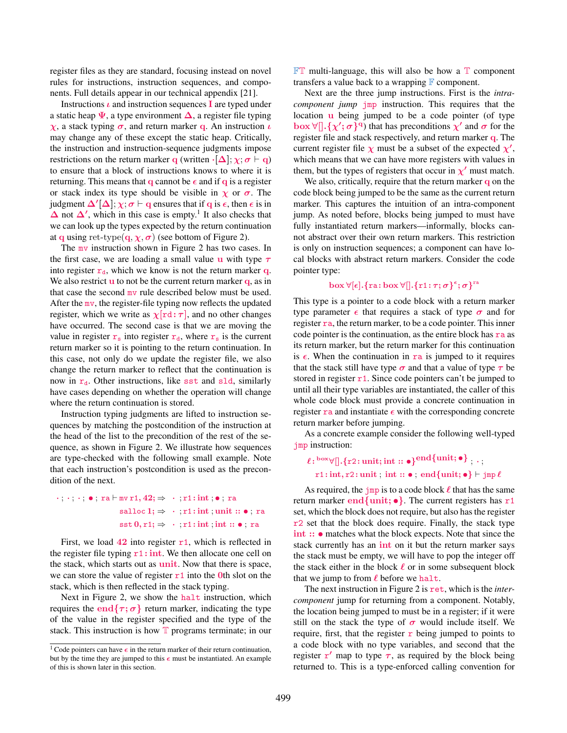register files as they are standard, focusing instead on novel rules for instructions, instruction sequences, and components. Full details appear in our technical appendix [21].

Instructions $\iota$ and instruction sequences $\mathtt{I}$ are typed under a static heap $\Psi$, a type environment $\Delta$, a register file typing $\chi$, a stack typing $\sigma$, and return marker $\mathtt{q}$. An instruction $\iota$ may change any of these except the static heap. Critically, the instruction and instruction-sequence judgments impose restrictions on the return marker $\mathtt{q}$ (written $\cdot[\Delta]; \chi; \sigma \vdash \mathtt{q}$) to ensure that a block of instructions knows to where it is returning. This means that $\mathtt{q}$ cannot be $\epsilon$ and if $\mathtt{q}$ is a register or stack index its type should be visible in $\chi$ or $\sigma$. The judgment $\Delta'[\Delta]; \chi; \sigma \vdash \mathtt{q}$ ensures that if $\mathtt{q}$ is $\epsilon$, then $\epsilon$ is in $\Delta$ not $\Delta'$, which in this case is empty.[1] It also checks that we can look up the types expected by the return continuation at $\mathtt{q}$ using $\text{ret-type}(\mathtt{q}, \chi, \sigma)$ (see bottom of Figure 2).

The $\mathtt{mv}$ instruction shown in Figure 2 has two cases. In the first case, we are loading a small value $\mathtt{u}$ with type $\tau$ into register $\mathtt{r_d}$, which we know is not the return marker $\mathtt{q}$. We also restrict $\mathtt{u}$ to not be the current return marker $\mathtt{q}$, as in that case the second $\mathtt{mv}$ rule described below must be used. After the $\mathtt{mv}$, the register-file typing now reflects the updated register, which we write as $\chi[\mathtt{rd}\colon\tau]$, and no other changes have occurred. The second case is that we are moving the value in register $\mathtt{r_s}$ into register $\mathtt{r_d}$, where $\mathtt{r_s}$ is the current return marker so it is pointing to the return continuation. In this case, not only do we update the register file, we also change the return marker to reflect that the continuation is now in $\mathtt{r_d}$. Other instructions, like $\mathtt{sst}$ and $\mathtt{sld}$, similarly have cases depending on whether the operation will change where the return continuation is stored.

Instruction typing judgments are lifted to instruction sequences by matching the postcondition of the instruction at the head of the list to the precondition of the rest of the sequence, as shown in Figure 2. We illustrate how sequences are type-checked with the following small example. Note that each instruction's postcondition is used as the precondition of the next.

$$
\begin{aligned}
\cdot\,;\cdot\,;\cdot\,;\bullet\,;\mathtt{ra} \vdash\; & \mathtt{mv\;r1, 42;} \Rightarrow \;\cdot\,;\mathtt{r1\colon int}\,;\bullet\,;\mathtt{ra}\\
& \mathtt{salloc\;1;} \Rightarrow \;\cdot\,;\mathtt{r1\colon int}\,;\mathtt{unit} :: \bullet\,;\mathtt{ra}\\
& \mathtt{sst\;0, r1;} \Rightarrow \;\cdot\,;\mathtt{r1\colon int}\,;\mathtt{int} :: \bullet\,;\mathtt{ra}
\end{aligned}
$$

First, we load $\mathtt{42}$ into register $\mathtt{r1}$, which is reflected in the register file typing $\mathtt{r1\colon int}$. We then allocate one cell on the stack, which starts out as $\mathtt{unit}$. Now that there is space, we can store the value of register $\mathtt{r1}$ into the $\mathtt{0}$th slot on the stack, which is then reflected in the stack typing.

Next in Figure 2, we show the $\mathtt{halt}$ instruction, which requires the $\mathtt{end}\{\tau;\sigma\}$ return marker, indicating the type of the value in the register specified and the type of the stack. This instruction is how $\mathbb{T}$ programs terminate; in our $\mathbb{FT}$ multi-language, this will also be how a $\mathbb{T}$ component transfers a value back to a wrapping $\mathbb{F}$ component.

Next are the three jump instructions. First is the *intra-component jump* $\mathtt{jmp}$ instruction. This requires that the location $\mathtt{u}$ being jumped to be a code pointer (of type $\mathtt{box}\,\forall[].\{\chi';\sigma\}^{\mathtt{q}}$) that has preconditions $\chi'$ and $\sigma$ for the register file and stack respectively, and return marker $\mathtt{q}$. The current register file $\chi$ must be a subset of the expected $\chi'$, which means that we can have more registers with values in them, but the types of registers that occur in $\chi'$ must match.

We also, critically, require that the return marker $\mathtt{q}$ on the code block being jumped to be the same as the current return marker. This captures the intuition of an intra-component jump. As noted before, blocks being jumped to must have fully instantiated return markers—informally, blocks cannot abstract over their own return markers. This restriction is only on instruction sequences; a component can have local blocks with abstract return markers. Consider the code pointer type:

$$\mathtt{box}\,\forall[\epsilon].\{\mathtt{ra}\colon \mathtt{box}\,\forall[].\{\mathtt{r1}\colon\tau;\sigma\}^{\epsilon};\sigma\}^{\mathtt{ra}}$$

This type is a pointer to a code block with a return marker type parameter $\epsilon$ that requires a stack of type $\sigma$ and for register $\mathtt{ra}$, the return marker, to be a code pointer. This inner code pointer is the continuation, as the entire block has $\mathtt{ra}$ as its return marker, but the return marker for this continuation is $\epsilon$. When the continuation in $\mathtt{ra}$ is jumped to it requires that the stack still have type $\sigma$ and that a value of type $\tau$ be stored in register $\mathtt{r1}$. Since code pointers can't be jumped to until all their type variables are instantiated, the caller of this whole code block must provide a concrete continuation in register $\mathtt{ra}$ and instantiate $\epsilon$ with the corresponding concrete return marker before jumping.

As a concrete example consider the following well-typed $\mathtt{jmp}$ instruction:

$$
\begin{aligned}
&\ell\colon {}^{\mathtt{box}}\forall[].\{\mathtt{r2}\colon\mathtt{unit};\mathtt{int} :: \bullet\}^{\mathtt{end}\{\mathtt{unit};\bullet\}}\,;\cdot\,;\\
&\quad \mathtt{r1}\colon\mathtt{int}, \mathtt{r2}\colon\mathtt{unit}\,;\,\mathtt{int} :: \bullet\,;\,\mathtt{end}\{\mathtt{unit};\bullet\} \vdash \mathtt{jmp}\,\ell
\end{aligned}
$$

As required, the $\mathtt{jmp}$ is to a code block $\ell$ that has the same return marker $\mathtt{end}\{\mathtt{unit};\bullet\}$. The current registers has $\mathtt{r1}$ set, which the block does not require, but also has the register $\mathtt{r2}$ set that the block does require. Finally, the stack type $\mathtt{int} :: \bullet$ matches what the block expects. Note that since the stack currently has an $\mathtt{int}$ on it but the return marker says the stack must be empty, we will have to pop the integer off the stack either in the block $\ell$ or in some subsequent block that we jump to from $\ell$ before we $\mathtt{halt}$.

The next instruction in Figure 2 is $\mathtt{ret}$, which is the *inter-component* jump for returning from a component. Notably, the location being jumped to must be in a register; if it were still on the stack the type of $\sigma$ would include itself. We require, first, that the register $\mathtt{r}$ being jumped to points to a code block with no type variables, and second that the register $\mathtt{r}'$ map to type $\tau$, as required by the block being returned to. This is a type-enforced calling convention for

[1] Code pointers can have $\epsilon$ in the return marker of their return continuation, but by the time they are jumped to this $\epsilon$ must be instantiated. An example of this is shown later in this section.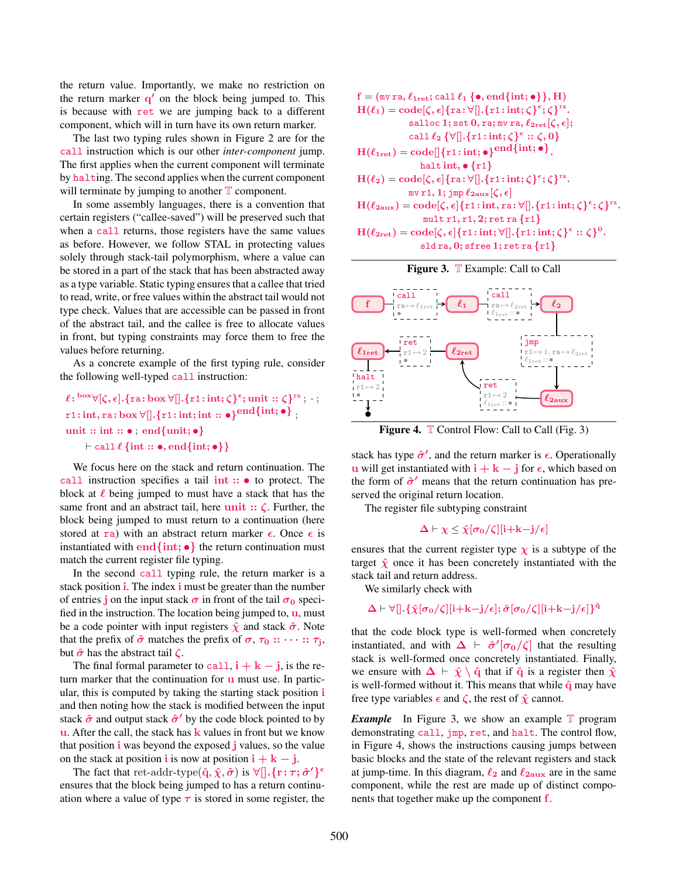the return value. Importantly, we make no restriction on the return marker $q'$ on the block being jumped to. This is because with `ret` we are jumping back to a different component, which will in turn have its own return marker.

The last two typing rules shown in Figure 2 are for the `call` instruction which is our other *inter-component* jump. The first applies when the current component will terminate by `halt`ing. The second applies when the current component will terminate by jumping to another $\mathbb{T}$ component.

In some assembly languages, there is a convention that certain registers ("callee-saved") will be preserved such that when a `call` returns, those registers have the same values as before. However, we follow STAL in protecting values solely through stack-tail polymorphism, where a value can be stored in a part of the stack that has been abstracted away as a type variable. Static typing ensures that a callee that tried to read, write, or free values within the abstract tail would not type check. Values that are accessible can be passed in front of the abstract tail, and the callee is free to allocate values in front, but typing constraints may force them to free the values before returning.

As a concrete example of the first typing rule, consider the following well-typed `call` instruction:

$$\ell : {}^{\mathbf{box}}\forall[\zeta,\epsilon].\{\mathtt{ra}:\mathbf{box}\,\forall[].\{\mathtt{r1}:\mathbf{int};\zeta\}^{\epsilon};\mathbf{unit}::\zeta\}^{\mathtt{ra}};\cdot;$$
$$\mathtt{r1}:\mathbf{int},\mathtt{ra}:\mathbf{box}\,\forall[].\{\mathtt{r1}:\mathbf{int};\mathbf{int}::\bullet\}^{\mathbf{end}\{\mathbf{int};\bullet\}};$$
$$\mathbf{unit}::\mathbf{int}::\bullet;\ \mathbf{end}\{\mathbf{unit};\bullet\}$$
$$\vdash \mathtt{call}\ \ell\ \{\mathbf{int}::\bullet,\mathbf{end}\{\mathbf{int};\bullet\}\}$$

We focus here on the stack and return continuation. The `call` instruction specifies a tail $\mathbf{int}::\bullet$ to protect. The block at $\ell$ being jumped to must have a stack that has the same front and an abstract tail, here $\mathbf{unit}::\zeta$. Further, the block being jumped to must return to a continuation (here stored at `ra`) with an abstract return marker $\epsilon$. Once $\epsilon$ is instantiated with $\mathbf{end}\{\mathbf{int};\bullet\}$ the return continuation must match the current register file typing.

In the second `call` typing rule, the return marker is a stack position $\mathrm{i}$. The index $\mathrm{i}$ must be greater than the number of entries $\mathrm{j}$ on the input stack $\sigma$ in front of the tail $\sigma_0$ specified in the instruction. The location being jumped to, $\mathrm{u}$, must be a code pointer with input registers $\hat{\chi}$ and stack $\hat{\sigma}$. Note that the prefix of $\hat{\sigma}$ matches the prefix of $\sigma$, $\tau_0::\cdots::\tau_j$, but $\hat{\sigma}$ has the abstract tail $\zeta$.

The final formal parameter to `call`, $\mathrm{i}+\mathrm{k}-\mathrm{j}$, is the return marker that the continuation for $\mathrm{u}$ must use. In particular, this is computed by taking the starting stack position $\mathrm{i}$ and then noting how the stack is modified between the input stack $\hat{\sigma}$ and output stack $\hat{\sigma}'$ by the code block pointed to by $\mathrm{u}$. After the call, the stack has $\mathrm{k}$ values in front but we know that position $\mathrm{i}$ was beyond the exposed $\mathrm{j}$ values, so the value on the stack at position $\mathrm{i}$ is now at position $\mathrm{i}+\mathrm{k}-\mathrm{j}$.

The fact that ret-addr-type$(\hat{\mathrm{q}},\hat{\chi},\hat{\sigma})$ is $\forall[].\{\mathtt{r}:\tau;\hat{\sigma}'\}^{\epsilon}$ ensures that the block being jumped to has a return continuation where a value of type $\tau$ is stored in some register, the stack has type $\hat{\sigma}'$, and the return marker is $\epsilon$. Operationally $\mathrm{u}$ will get instantiated with $\mathrm{i}+\mathrm{k}-\mathrm{j}$ for $\epsilon$, which based on the form of $\hat{\sigma}'$ means that the return continuation has preserved the original return location.

The register file subtyping constraint

$$\Delta\vdash\chi\leq\hat{\chi}[\sigma_0/\zeta][\mathrm{i}+\mathrm{k}-\mathrm{j}/\epsilon]$$

ensures that the current register type $\chi$ is a subtype of the target $\hat{\chi}$ once it has been concretely instantiated with the stack tail and return address.

We similarly check with

$$\Delta\vdash\forall[].\{\hat{\chi}[\sigma_0/\zeta][\mathrm{i}+\mathrm{k}-\mathrm{j}/\epsilon];\hat{\sigma}[\sigma_0/\zeta][\mathrm{i}+\mathrm{k}-\mathrm{j}/\epsilon]\}^{\hat{\mathrm{q}}}$$

that the code block type is well-formed when concretely instantiated, and with $\Delta\vdash\hat{\sigma}'[\sigma_0/\zeta]$ that the resulting stack is well-formed once concretely instantiated. Finally, we ensure with $\Delta\vdash\hat{\chi}\setminus\hat{\mathrm{q}}$ that if $\hat{\mathrm{q}}$ is a register then $\hat{\chi}$ is well-formed without it. This means that while $\hat{\mathrm{q}}$ may have free type variables $\epsilon$ and $\zeta$, the rest of $\hat{\chi}$ cannot.

$$
\begin{aligned}
&\mathrm{f}=(\mathtt{mv}\ \mathtt{ra},\ell_{1\mathrm{ret}};\mathtt{call}\ \ell_1\ \{\bullet,\mathbf{end}\{\mathbf{int};\bullet\}\},\mathrm{H})\\
&\mathrm{H}(\ell_1)=\mathbf{code}[\zeta,\epsilon]\{\mathtt{ra}:\forall[].\{\mathtt{r1}:\mathbf{int};\zeta\}^{\epsilon};\zeta\}^{\mathtt{ra}}.\\
&\qquad\mathtt{salloc}\ 1;\mathtt{sst}\ 0,\mathtt{ra};\mathtt{mv}\ \mathtt{ra},\ell_{2\mathrm{ret}}[\zeta,\epsilon];\\
&\qquad\mathtt{call}\ \ell_2\ \{\forall[].\{\mathtt{r1}:\mathbf{int};\zeta\}^{\epsilon}::\zeta,0\}\\
&\mathrm{H}(\ell_{1\mathrm{ret}})=\mathbf{code}[]\{\mathtt{r1}:\mathbf{int};\bullet\}^{\mathbf{end}\{\mathbf{int};\bullet\}}.\\
&\qquad\mathtt{halt}\ \mathbf{int},\bullet\ \{\mathtt{r1}\}\\
&\mathrm{H}(\ell_2)=\mathbf{code}[\zeta,\epsilon]\{\mathtt{ra}:\forall[].\{\mathtt{r1}:\mathbf{int};\zeta\}^{\epsilon};\zeta\}^{\mathtt{ra}}.\\
&\qquad\mathtt{mv}\ \mathtt{r1},1;\mathtt{jmp}\ \ell_{2\mathrm{aux}}[\zeta,\epsilon]\\
&\mathrm{H}(\ell_{2\mathrm{aux}})=\mathbf{code}[\zeta,\epsilon]\{\mathtt{r1}:\mathbf{int},\mathtt{ra}:\forall[].\{\mathtt{r1}:\mathbf{int};\zeta\}^{\epsilon};\zeta\}^{\mathtt{ra}}.\\
&\qquad\mathtt{mult}\ \mathtt{r1},\mathtt{r1},2;\mathtt{ret}\ \mathtt{ra}\ \{\mathtt{r1}\}\\
&\mathrm{H}(\ell_{2\mathrm{ret}})=\mathbf{code}[\zeta,\epsilon]\{\mathtt{r1}:\mathbf{int};\forall[].\{\mathtt{r1}:\mathbf{int};\zeta\}^{\epsilon}::\zeta\}^{0}.\\
&\qquad\mathtt{sld}\ \mathtt{ra},0;\mathtt{sfree}\ 1;\mathtt{ret}\ \mathtt{ra}\ \{\mathtt{r1}\}
\end{aligned}
$$

**Figure 3.** $\mathbb{T}$ Example: Call to Call

```
f --[call | ra↦ℓ1ret | •]--> ℓ1 --[call | ra↦ℓ2ret | ℓ1ret :: •]--> ℓ2
ℓ2 --[jmp | r1↦1, ra↦ℓ2ret | ℓ1ret :: •]--> ℓ2aux
ℓ2aux --[ret | r1↦2 | ℓ1ret :: •]--> ℓ2ret
ℓ2ret --[ret | r1↦2 | •]--> ℓ1ret
ℓ1ret --[halt | r1↦2 | •]--> ●
```

**Figure 4.** $\mathbb{T}$ Control Flow: Call to Call (Fig. 3)

***Example*** In Figure 3, we show an example $\mathbb{T}$ program demonstrating `call`, `jmp`, `ret`, and `halt`. The control flow, in Figure 4, shows the instructions causing jumps between basic blocks and the state of the relevant registers and stack at jump-time. In this diagram, $\ell_2$ and $\ell_{2\mathrm{aux}}$ are in the same component, while the rest are made up of distinct components that together make up the component $\mathrm{f}$.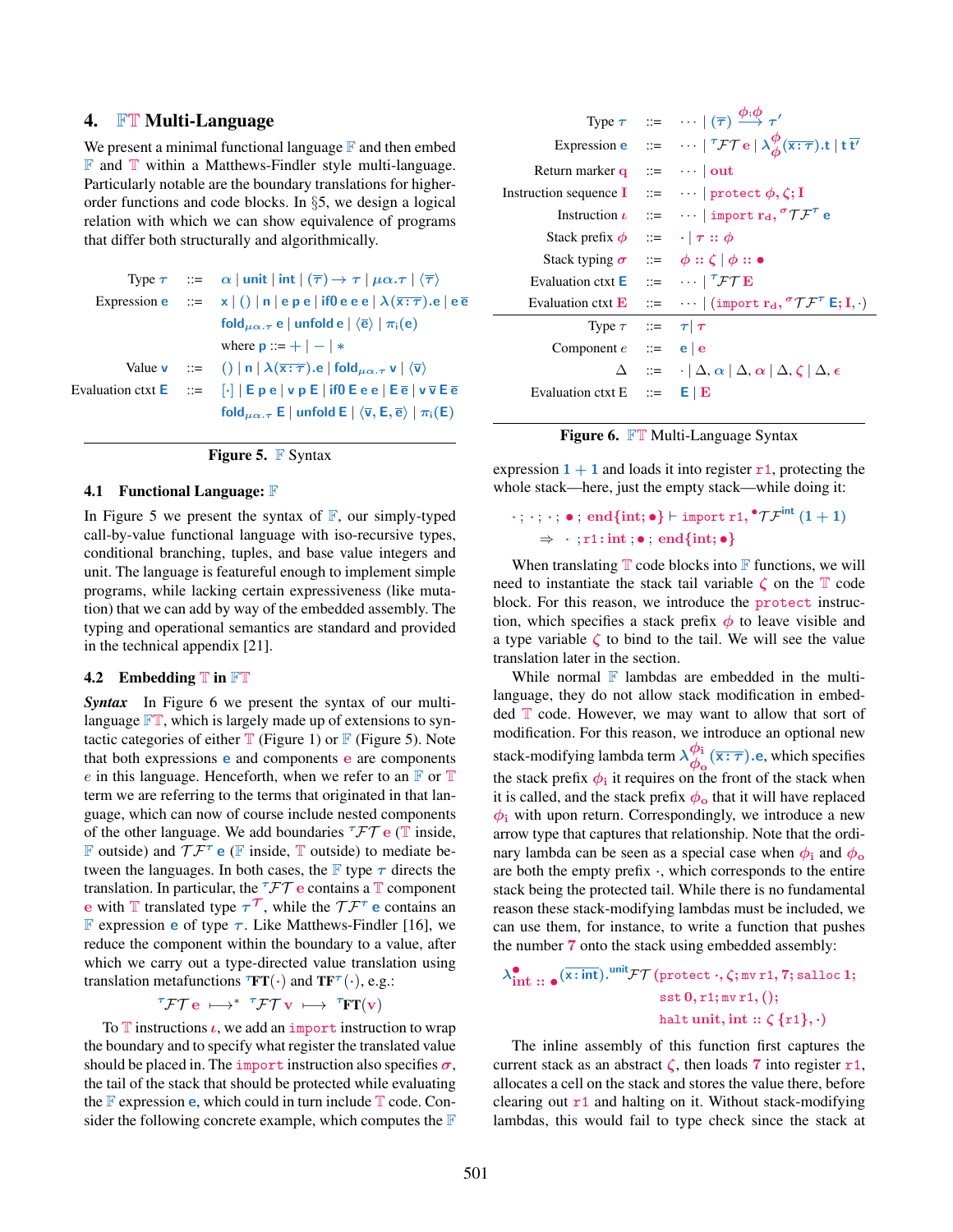## 4. $\mathbb{FT}$ Multi-Language

We present a minimal functional language $\mathbb{F}$ and then embed $\mathbb{F}$ and $\mathbb{T}$ within a Matthews-Findler style multi-language. Particularly notable are the boundary translations for higher-order functions and code blocks. In §5, we design a logical relation with which we can show equivalence of programs that differ both structurally and algorithmically.

$$
\begin{array}{lcl}
\text{Type } \tau & ::= & \alpha \mid \mathsf{unit} \mid \mathsf{int} \mid (\overline{\tau}) \to \tau \mid \mu\alpha.\tau \mid \langle\overline{\tau}\rangle \\
\text{Expression } \mathsf{e} & ::= & \mathsf{x} \mid () \mid \mathsf{n} \mid \mathsf{e}\ \mathsf{p}\ \mathsf{e} \mid \mathsf{if0}\ \mathsf{e}\ \mathsf{e}\ \mathsf{e} \mid \lambda(\overline{\mathsf{x}:\tau}).\mathsf{e} \mid \mathsf{e}\ \overline{\mathsf{e}} \\
& & \mathsf{fold}_{\mu\alpha.\tau}\ \mathsf{e} \mid \mathsf{unfold}\ \mathsf{e} \mid \langle\overline{\mathsf{e}}\rangle \mid \pi_i(\mathsf{e}) \\
& & \text{where } \mathsf{p} ::= + \mid - \mid * \\
\text{Value } \mathsf{v} & ::= & () \mid \mathsf{n} \mid \lambda(\overline{\mathsf{x}:\tau}).\mathsf{e} \mid \mathsf{fold}_{\mu\alpha.\tau}\ \mathsf{v} \mid \langle\overline{\mathsf{v}}\rangle \\
\text{Evaluation ctxt } \mathsf{E} & ::= & [\cdot] \mid \mathsf{E}\ \mathsf{p}\ \mathsf{e} \mid \mathsf{v}\ \mathsf{p}\ \mathsf{E} \mid \mathsf{if0}\ \mathsf{E}\ \mathsf{e}\ \mathsf{e} \mid \mathsf{E}\ \overline{\mathsf{e}} \mid \mathsf{v}\ \overline{\mathsf{v}}\ \mathsf{E}\ \overline{\mathsf{e}} \\
& & \mathsf{fold}_{\mu\alpha.\tau}\ \mathsf{E} \mid \mathsf{unfold}\ \mathsf{E} \mid \langle\overline{\mathsf{v}}, \mathsf{E}, \overline{\mathsf{e}}\rangle \mid \pi_i(\mathsf{E})
\end{array}
$$

**Figure 5.** $\mathbb{F}$ Syntax

### 4.1 Functional Language: $\mathbb{F}$

In Figure 5 we present the syntax of $\mathbb{F}$, our simply-typed call-by-value functional language with iso-recursive types, conditional branching, tuples, and base value integers and unit. The language is featureful enough to implement simple programs, while lacking certain expressiveness (like mutation) that we can add by way of the embedded assembly. The typing and operational semantics are standard and provided in the technical appendix [21].

### 4.2 Embedding $\mathbb{T}$ in $\mathbb{FT}$

***Syntax*** In Figure 6 we present the syntax of our multi-language $\mathbb{FT}$, which is largely made up of extensions to syntactic categories of either $\mathbb{T}$ (Figure 1) or $\mathbb{F}$ (Figure 5). Note that both expressions $\mathsf{e}$ and components $\mathtt{e}$ are components $e$ in this language. Henceforth, when we refer to an $\mathbb{F}$ or $\mathbb{T}$ term we are referring to the terms that originated in that language, which can now of course include nested components of the other language. We add boundaries ${}^{\tau}\mathcal{FT}\ \mathtt{e}$ ($\mathbb{T}$ inside, $\mathbb{F}$ outside) and $\mathcal{TF}^{\tau}\ \mathsf{e}$ ($\mathbb{F}$ inside, $\mathbb{T}$ outside) to mediate between the languages. In both cases, the $\mathbb{F}$ type $\tau$ directs the translation. In particular, the ${}^{\tau}\mathcal{FT}\ \mathtt{e}$ contains a $\mathbb{T}$ component $\mathtt{e}$ with $\mathbb{T}$ translated type $\tau^{\mathcal{T}}$, while the $\mathcal{TF}^{\tau}\ \mathsf{e}$ contains an $\mathbb{F}$ expression $\mathsf{e}$ of type $\tau$. Like Matthews-Findler [16], we reduce the component within the boundary to a value, after which we carry out a type-directed value translation using translation metafunctions ${}^{\tau}\mathbf{FT}(\cdot)$ and $\mathbf{TF}^{\tau}(\cdot)$, e.g.:

$$
{}^{\tau}\mathcal{FT}\ \mathtt{e} \longmapsto^{*} {}^{\tau}\mathcal{FT}\ \mathtt{v} \longmapsto {}^{\tau}\mathbf{FT}(\mathtt{v})
$$

To $\mathbb{T}$ instructions $\iota$, we add an `import` instruction to wrap the boundary and to specify what register the translated value should be placed in. The `import` instruction also specifies $\sigma$, the tail of the stack that should be protected while evaluating the $\mathbb{F}$ expression $\mathsf{e}$, which could in turn include $\mathbb{T}$ code. Consider the following concrete example, which computes the $\mathbb{F}$ expression $1+1$ and loads it into register $\mathtt{r1}$, protecting the whole stack—here, just the empty stack—while doing it:

$$
\begin{array}{l}
\cdot\,;\cdot\,;\cdot\,;\bullet\,;\,\mathtt{end}\{\mathtt{int};\bullet\} \vdash \mathtt{import}\ \mathtt{r1}, {}^{\bullet}\mathcal{TF}^{\mathsf{int}}\ (1+1) \\
\quad \Rightarrow\ \cdot\,;\mathtt{r1}:\mathtt{int}\,;\bullet\,;\,\mathtt{end}\{\mathtt{int};\bullet\}
\end{array}
$$

When translating $\mathbb{T}$ code blocks into $\mathbb{F}$ functions, we will need to instantiate the stack tail variable $\zeta$ on the $\mathbb{T}$ code block. For this reason, we introduce the `protect` instruction, which specifies a stack prefix $\phi$ to leave visible and a type variable $\zeta$ to bind to the tail. We will see the value translation later in the section.

While normal $\mathbb{F}$ lambdas are embedded in the multi-language, they do not allow stack modification in embedded $\mathbb{T}$ code. However, we may want to allow that sort of modification. For this reason, we introduce an optional new stack-modifying lambda term $\lambda^{\phi_i}_{\phi_o}(\overline{\mathsf{x}:\tau}).\mathsf{e}$, which specifies the stack prefix $\phi_i$ it requires on the front of the stack when it is called, and the stack prefix $\phi_o$ that it will have replaced $\phi_i$ with upon return. Correspondingly, we introduce a new arrow type that captures that relationship. Note that the ordinary lambda can be seen as a special case when $\phi_i$ and $\phi_o$ are both the empty prefix $\cdot$, which corresponds to the entire stack being the protected tail. While there is no fundamental reason these stack-modifying lambdas must be included, we can use them, for instance, to write a function that pushes the number $7$ onto the stack using embedded assembly:

$$
\begin{array}{l}
\lambda^{\bullet}_{\mathtt{int}\,::\,\bullet}(\mathsf{x}:\mathsf{int}).{}^{\mathsf{unit}}\mathcal{FT}\,(\mathtt{protect}\ \cdot,\zeta;\mathtt{mv}\ \mathtt{r1},7;\mathtt{salloc}\ 1; \\
\qquad\qquad\qquad\qquad \mathtt{sst}\ 0,\mathtt{r1};\mathtt{mv}\ \mathtt{r1},(); \\
\qquad\qquad\qquad\qquad \mathtt{halt}\ \mathtt{unit},\mathtt{int}::\zeta\,\{\mathtt{r1}\},\cdot)
\end{array}
$$

The inline assembly of this function first captures the current stack as an abstract $\zeta$, then loads $7$ into register $\mathtt{r1}$, allocates a cell on the stack and stores the value there, before clearing out $\mathtt{r1}$ and halting on it. Without stack-modifying lambdas, this would fail to type check since the stack at

$$
\begin{array}{lcl}
\text{Type } \tau & ::= & \cdots \mid (\overline{\tau}) \xrightarrow{\phi;\phi} \tau' \\
\text{Expression } \mathsf{e} & ::= & \cdots \mid {}^{\tau}\mathcal{FT}\ \mathtt{e} \mid \lambda^{\phi}_{\phi}(\overline{\mathsf{x}:\tau}).\mathsf{t} \mid \mathsf{t}\ \overline{\mathsf{t}'} \\
\text{Return marker } \mathtt{q} & ::= & \cdots \mid \mathtt{out} \\
\text{Instruction sequence } \mathtt{I} & ::= & \cdots \mid \mathtt{protect}\ \phi,\zeta;\mathtt{I} \\
\text{Instruction } \iota & ::= & \cdots \mid \mathtt{import}\ \mathtt{r_d}, {}^{\sigma}\mathcal{TF}^{\tau}\ \mathsf{e} \\
\text{Stack prefix } \phi & ::= & \cdot \mid \tau :: \phi \\
\text{Stack typing } \sigma & ::= & \phi :: \zeta \mid \phi :: \bullet \\
\text{Evaluation ctxt } \mathsf{E} & ::= & \cdots \mid {}^{\tau}\mathcal{FT}\ \mathtt{E} \\
\text{Evaluation ctxt } \mathtt{E} & ::= & \cdots \mid (\mathtt{import}\ \mathtt{r_d}, {}^{\sigma}\mathcal{TF}^{\tau}\ \mathsf{E};\mathtt{I},\cdot) \\
\hline
\text{Type } \tau & ::= & \tau \mid \tau \\
\text{Component } e & ::= & \mathsf{e} \mid \mathtt{e} \\
\Delta & ::= & \cdot \mid \Delta,\alpha \mid \Delta,\alpha \mid \Delta,\zeta \mid \Delta,\epsilon \\
\text{Evaluation ctxt } \mathrm{E} & ::= & \mathsf{E} \mid \mathtt{E}
\end{array}
$$

**Figure 6.** $\mathbb{FT}$ Multi-Language Syntax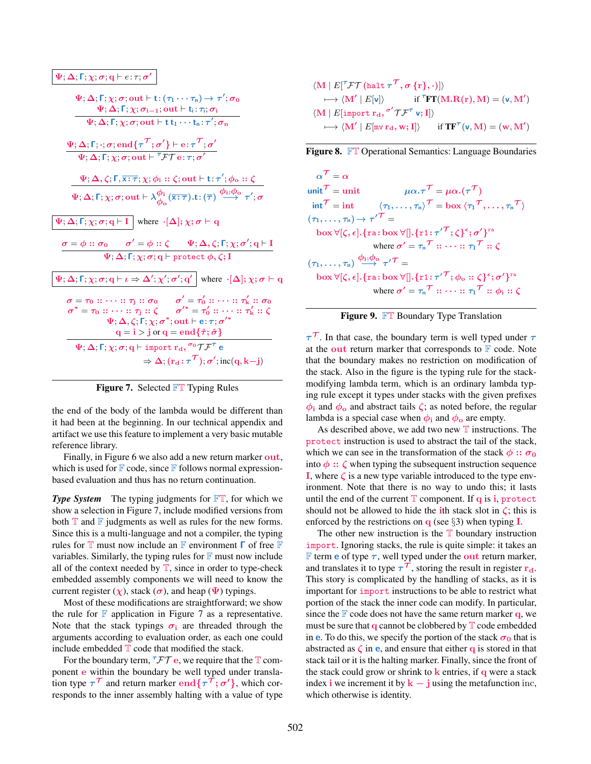$$\boxed{\Psi; \Delta; \Gamma; \chi; \sigma; q \vdash e : \tau; \sigma'}$$

$$\frac{\Psi; \Delta; \Gamma; \chi; \sigma; \mathrm{out} \vdash \mathrm{t} : (\tau_1 \cdots \tau_n) \to \tau'; \sigma_0 \qquad \Psi; \Delta; \Gamma; \chi; \sigma_{i-1}; \mathrm{out} \vdash \mathrm{t_i} : \tau_i; \sigma_i}{\Psi; \Delta; \Gamma; \chi; \sigma; \mathrm{out} \vdash \mathrm{t}\ \mathrm{t_1} \cdots \mathrm{t_n} : \tau'; \sigma_n}$$

$$\frac{\Psi; \Delta; \Gamma; \cdot; \sigma; \mathrm{end}\{\tau^{\mathcal{T}}; \sigma'\} \vdash \mathrm{e} : \tau^{\mathcal{T}}; \sigma'}{\Psi; \Delta; \Gamma; \chi; \sigma; \mathrm{out} \vdash {}^{\tau}\mathcal{FT}\ \mathrm{e} : \tau; \sigma'}$$

$$\frac{\Psi; \Delta, \zeta; \Gamma, \overline{\mathrm{x} : \tau}; \chi; \phi_i :: \zeta; \mathrm{out} \vdash \mathrm{t} : \tau'; \phi_o :: \zeta}{\Psi; \Delta; \Gamma; \chi; \sigma; \mathrm{out} \vdash \lambda^{\phi_i}_{\phi_o}(\overline{\mathrm{x} : \tau}).\mathrm{t} : (\overline{\tau}) \xrightarrow{\phi_i;\phi_o} \tau'; \sigma}$$

$$\boxed{\Psi; \Delta; \Gamma; \chi; \sigma; q \vdash I} \quad \text{where } \cdot[\Delta]; \chi; \sigma \vdash q$$

$$\frac{\sigma = \phi :: \sigma_0 \qquad \sigma' = \phi :: \zeta \qquad \Psi; \Delta, \zeta; \Gamma; \chi; \sigma'; q \vdash I}{\Psi; \Delta; \Gamma; \chi; \sigma; q \vdash \mathtt{protect}\ \phi, \zeta; I}$$

$$\boxed{\Psi; \Delta; \Gamma; \chi; \sigma; q \vdash \iota \Rightarrow \Delta'; \chi'; \sigma'; q'} \quad \text{where } \cdot[\Delta]; \chi; \sigma \vdash q$$

$$\frac{\begin{array}{c}\sigma = \tau_0 :: \cdots :: \tau_j :: \sigma_0 \qquad \sigma' = \tau'_0 :: \cdots :: \tau'_k :: \sigma_0 \\ \sigma^* = \tau_0 :: \cdots :: \tau_j :: \zeta \qquad \sigma'^* = \tau'_0 :: \cdots :: \tau'_k :: \zeta \\ \Psi; \Delta, \zeta; \Gamma; \chi; \sigma^*; \mathrm{out} \vdash \mathrm{e} : \tau; \sigma'^* \\ q = i > j \text{ or } q = \mathrm{end}\{\hat{\tau}; \hat{\sigma}\}\end{array}}{\Psi; \Delta; \Gamma; \chi; \sigma; q \vdash \mathtt{import}\ \mathrm{r_d}, {}^{\sigma_0}\mathcal{TF}^{\tau}\ \mathrm{e} \Rightarrow \Delta; (\mathrm{r_d} : \tau^{\mathcal{T}}); \sigma'; \mathrm{inc}(q, k-j)}$$

**Figure 7.** Selected $\mathbb{FT}$ Typing Rules

the end of the body of the lambda would be different than it had been at the beginning. In our technical appendix and artifact we use this feature to implement a very basic mutable reference library.

Finally, in Figure 6 we also add a new return marker out, which is used for $\mathbb{F}$ code, since $\mathbb{F}$ follows normal expression-based evaluation and thus has no return continuation.

***Type System*** The typing judgments for $\mathbb{FT}$, for which we show a selection in Figure 7, include modified versions from both $\mathbb{T}$ and $\mathbb{F}$ judgments as well as rules for the new forms. Since this is a multi-language and not a compiler, the typing rules for $\mathbb{T}$ must now include an $\mathbb{F}$ environment $\Gamma$ of free $\mathbb{F}$ variables. Similarly, the typing rules for $\mathbb{F}$ must now include all of the context needed by $\mathbb{T}$, since in order to type-check embedded assembly components we will need to know the current register ($\chi$), stack ($\sigma$), and heap ($\Psi$) typings.

Most of these modifications are straightforward; we show the rule for $\mathbb{F}$ application in Figure 7 as a representative. Note that the stack typings $\sigma_i$ are threaded through the arguments according to evaluation order, as each one could include embedded $\mathbb{T}$ code that modified the stack.

For the boundary term, ${}^{\tau}\mathcal{FT}\ \mathrm{e}$, we require that the $\mathbb{T}$ component e within the boundary be well typed under translation type $\tau^{\mathcal{T}}$ and return marker $\mathrm{end}\{\tau^{\mathcal{T}}; \sigma'\}$, which corresponds to the inner assembly halting with a value of type $\tau^{\mathcal{T}}$. In that case, the boundary term is well typed under $\tau$ at the out return marker that corresponds to $\mathbb{F}$ code. Note that the boundary makes no restriction on modification of the stack. Also in the figure is the typing rule for the stack-modifying lambda term, which is an ordinary lambda typing rule except it types under stacks with the given prefixes $\phi_i$ and $\phi_o$ and abstract tails $\zeta$; as noted before, the regular lambda is a special case when $\phi_i$ and $\phi_o$ are empty.

As described above, we add two new $\mathbb{T}$ instructions. The protect instruction is used to abstract the tail of the stack, which we can see in the transformation of the stack $\phi :: \sigma_0$ into $\phi :: \zeta$ when typing the subsequent instruction sequence I, where $\zeta$ is a new type variable introduced to the type environment. Note that there is no way to undo this; it lasts until the end of the current $\mathbb{T}$ component. If q is i, protect should not be allowed to hide the ith stack slot in $\zeta$; this is enforced by the restrictions on q (see §3) when typing I.

The other new instruction is the $\mathbb{T}$ boundary instruction import. Ignoring stacks, the rule is quite simple: it takes an $\mathbb{F}$ term e of type $\tau$, well typed under the out return marker, and translates it to type $\tau^{\mathcal{T}}$, storing the result in register $\mathrm{r_d}$. This story is complicated by the handling of stacks, as it is important for import instructions to be able to restrict what portion of the stack the inner code can modify. In particular, since the $\mathbb{F}$ code does not have the same return marker q, we must be sure that q cannot be clobbered by $\mathbb{T}$ code embedded in e. To do this, we specify the portion of the stack $\sigma_0$ that is abstracted as $\zeta$ in e, and ensure that either q is stored in that stack tail or it is the halting marker. Finally, since the front of the stack could grow or shrink to k entries, if q were a stack index i we increment it by $k - j$ using the metafunction inc, which otherwise is identity.

$$\langle \mathrm{M} \mid E[{}^{\tau}\mathcal{FT}\ (\mathtt{halt}\ \tau^{\mathcal{T}}, \sigma\ \{\mathrm{r}\}, \cdot)] \rangle \longmapsto \langle \mathrm{M}' \mid E[\mathrm{v}] \rangle \qquad \text{if } {}^{\tau}\mathbf{FT}(\mathrm{M.R(r)}, \mathrm{M}) = (\mathrm{v}, \mathrm{M}')$$

$$\langle \mathrm{M} \mid E[\mathtt{import}\ \mathrm{r_d}, {}^{\sigma'}\mathcal{TF}^{\tau}\ \mathrm{v}; \mathrm{I}] \rangle \longmapsto \langle \mathrm{M}' \mid E[\mathtt{mv}\ \mathrm{r_d}, \mathrm{w}; \mathrm{I}] \rangle \qquad \text{if } \mathbf{TF}^{\tau}(\mathrm{v}, \mathrm{M}) = (\mathrm{w}, \mathrm{M}')$$

**Figure 8.** $\mathbb{FT}$ Operational Semantics: Language Boundaries

$$\alpha^{\mathcal{T}} = \alpha$$

$$\mathrm{unit}^{\mathcal{T}} = \mathrm{unit} \qquad \mu\alpha.\tau^{\mathcal{T}} = \mu\alpha.(\tau^{\mathcal{T}})$$

$$\mathrm{int}^{\mathcal{T}} = \mathrm{int} \qquad \langle \tau_1, \ldots, \tau_n \rangle^{\mathcal{T}} = \mathrm{box}\ \langle {\tau_1}^{\mathcal{T}}, \ldots, {\tau_n}^{\mathcal{T}} \rangle$$

$$(\tau_1, \ldots, \tau_n) \to \tau'^{\mathcal{T}} = \mathrm{box}\ \forall[\zeta, \epsilon].\{\mathrm{ra} : \mathrm{box}\ \forall[].\{\mathrm{r1} : \tau'^{\mathcal{T}}; \zeta\}^{\epsilon}; \sigma'\}^{\mathrm{ra}} \quad \text{where } \sigma' = {\tau_n}^{\mathcal{T}} :: \cdots :: {\tau_1}^{\mathcal{T}} :: \zeta$$

$$(\tau_1, \ldots, \tau_n) \xrightarrow{\phi_i;\phi_o} \tau'^{\mathcal{T}} = \mathrm{box}\ \forall[\zeta, \epsilon].\{\mathrm{ra} : \mathrm{box}\ \forall[].\{\mathrm{r1} : \tau'^{\mathcal{T}}; \phi_o :: \zeta\}^{\epsilon}; \sigma'\}^{\mathrm{ra}} \quad \text{where } \sigma' = {\tau_n}^{\mathcal{T}} :: \cdots :: {\tau_1}^{\mathcal{T}} :: \phi_i :: \zeta$$

**Figure 9.** $\mathbb{FT}$ Boundary Type Translation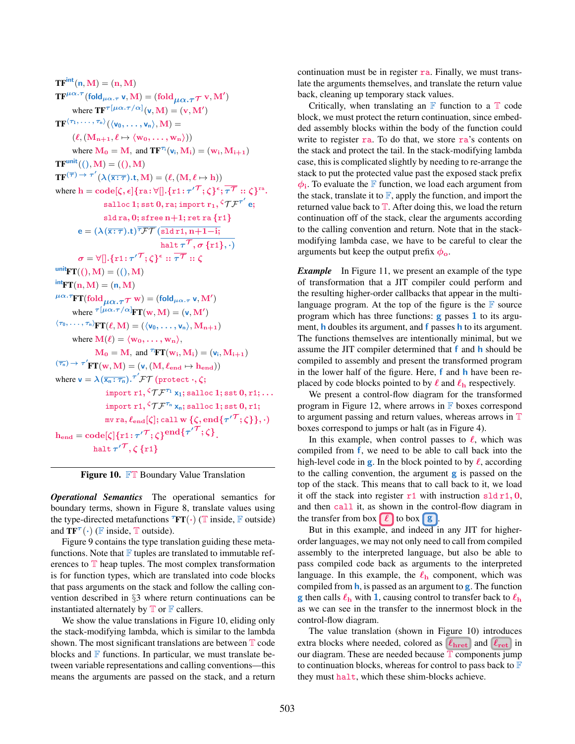$$\mathbf{TF}^{\mathsf{int}}(\mathsf{n}, \mathrm{M}) = (\mathrm{n}, \mathrm{M})$$

$$\mathbf{TF}^{\mu\alpha.\tau}(\mathsf{fold}_{\mu\alpha.\tau}\ \mathsf{v}, \mathrm{M}) = (\mathrm{fold}_{\mu\alpha.\tau^{\mathcal{T}}}\ \mathrm{v}, \mathrm{M}')$$

$$\text{where } \mathbf{TF}^{\tau[\mu\alpha.\tau/\alpha]}(\mathsf{v}, \mathrm{M}) = (\mathrm{v}, \mathrm{M}')$$

$$\mathbf{TF}^{\langle\tau_1,\ldots,\tau_n\rangle}(\langle \mathsf{v}_0, \ldots, \mathsf{v}_n\rangle, \mathrm{M}) =$$

$$(\ell, (\mathrm{M}_{n+1}, \ell \mapsto \langle \mathrm{w}_0, \ldots, \mathrm{w}_n\rangle))$$

$$\text{where } \mathrm{M}_0 = \mathrm{M}, \text{ and } \mathbf{TF}^{\tau_i}(\mathsf{v}_i, \mathrm{M}_i) = (\mathrm{w}_i, \mathrm{M}_{i+1})$$

$$\mathbf{TF}^{\mathsf{unit}}((), \mathrm{M}) = ((), \mathrm{M})$$

$$\mathbf{TF}^{(\overline{\tau}) \to \tau'}(\lambda(\overline{\mathsf{x}:\tau}).\mathsf{t}, \mathrm{M}) = (\ell, (\mathrm{M}, \ell \mapsto \mathrm{h}))$$

$$\text{where } \mathrm{h} = \mathrm{code}[\zeta, \epsilon]\{\mathrm{ra}: \forall[].\{\mathrm{r1}: \tau'^{\mathcal{T}}; \zeta\}^{\epsilon}; \overline{\tau^{\mathcal{T}}} :: \zeta\}^{\mathrm{ra}}.$$

$$\mathtt{salloc}\ 1; \mathtt{sst}\ 0, \mathrm{ra}; \mathtt{import}\ \mathrm{r}_1, {}^{\zeta}\mathcal{TF}^{\tau'}\ \mathsf{e};$$

$$\mathtt{sld}\ \mathrm{ra}, 0; \mathtt{sfree}\ n{+}1; \mathtt{ret}\ \mathrm{ra}\ \{\mathrm{r1}\}$$

$$\mathsf{e} = (\lambda(\overline{\mathsf{x}:\tau}).\mathsf{t})\ \overline{{}^{\tau}\mathcal{FT}\ (\mathtt{sld}\ \mathrm{r1}, n{+}1{-}i;\ \mathtt{halt}\ \tau^{\mathcal{T}}, \sigma\ \{\mathrm{r1}\}, \cdot)}$$

$$\sigma = \forall[].\{\mathrm{r1}: \tau'^{\mathcal{T}}; \zeta\}^{\epsilon} :: \overline{\tau^{\mathcal{T}}} :: \zeta$$

$${}^{\mathsf{unit}}\mathbf{FT}((), \mathrm{M}) = ((), \mathrm{M})$$

$${}^{\mathsf{int}}\mathbf{FT}(\mathrm{n}, \mathrm{M}) = (\mathsf{n}, \mathrm{M})$$

$${}^{\mu\alpha.\tau}\mathbf{FT}(\mathrm{fold}_{\mu\alpha.\tau^{\mathcal{T}}}\ \mathrm{w}) = (\mathsf{fold}_{\mu\alpha.\tau}\ \mathsf{v}, \mathrm{M}')$$

$$\text{where } {}^{\tau[\mu\alpha.\tau/\alpha]}\mathbf{FT}(\mathrm{w}, \mathrm{M}) = (\mathsf{v}, \mathrm{M}')$$

$${}^{\langle\tau_0,\ldots,\tau_n\rangle}\mathbf{FT}(\ell, \mathrm{M}) = (\langle \mathsf{v}_0, \ldots, \mathsf{v}_n\rangle, \mathrm{M}_{n+1})$$

$$\text{where } \mathrm{M}(\ell) = \langle \mathrm{w}_0, \ldots, \mathrm{w}_n\rangle,$$

$$\mathrm{M}_0 = \mathrm{M}, \text{ and } {}^{\tau_i}\mathbf{FT}(\mathrm{w}_i, \mathrm{M}_i) = (\mathsf{v}_i, \mathrm{M}_{i+1})$$

$${}^{(\overline{\tau_n}) \to \tau'}\mathbf{FT}(\mathrm{w}, \mathrm{M}) = (\mathsf{v}, (\mathrm{M}, \ell_{\mathrm{end}} \mapsto \mathrm{h}_{\mathrm{end}}))$$

$$\text{where } \mathsf{v} = \lambda(\overline{\mathsf{x_n}:\tau_n}).{}^{\tau'}\mathcal{FT}\ (\mathtt{protect}\ \cdot, \zeta;$$

$$\mathtt{import}\ \mathrm{r1}, {}^{\zeta}\mathcal{TF}^{\tau_1}\ \mathsf{x}_1; \mathtt{salloc}\ 1; \mathtt{sst}\ 0, \mathrm{r1}; \ldots$$

$$\mathtt{import}\ \mathrm{r1}, {}^{\zeta}\mathcal{TF}^{\tau_n}\ \mathsf{x}_n; \mathtt{salloc}\ 1; \mathtt{sst}\ 0, \mathrm{r1};$$

$$\mathtt{mv}\ \mathrm{ra}, \ell_{\mathrm{end}}[\zeta]; \mathtt{call}\ \mathrm{w}\ \{\zeta, \mathrm{end}\{\tau'^{\mathcal{T}}; \zeta\}\}, \cdot)$$

$$\mathrm{h}_{\mathrm{end}} = \mathrm{code}[\zeta]\{\mathrm{r1}: \tau'^{\mathcal{T}}; \zeta\}^{\mathrm{end}\{\tau'^{\mathcal{T}}; \zeta\}}.$$

$$\mathtt{halt}\ \tau'^{\mathcal{T}}, \zeta\ \{\mathrm{r1}\}$$

**Figure 10.** $\mathbb{FT}$ Boundary Value Translation

***Operational Semantics*** The operational semantics for boundary terms, shown in Figure 8, translate values using the type-directed metafunctions ${}^{\tau}\mathbf{FT}(\cdot)$ ($\mathbb{T}$ inside, $\mathbb{F}$ outside) and $\mathbf{TF}^{\tau}(\cdot)$ ($\mathbb{F}$ inside, $\mathbb{T}$ outside).

Figure 9 contains the type translation guiding these metafunctions. Note that $\mathbb{F}$ tuples are translated to immutable references to $\mathbb{T}$ heap tuples. The most complex transformation is for function types, which are translated into code blocks that pass arguments on the stack and follow the calling convention described in §3 where return continuations can be instantiated alternately by $\mathbb{T}$ or $\mathbb{F}$ callers.

We show the value translations in Figure 10, eliding only the stack-modifying lambda, which is similar to the lambda shown. The most significant translations are between $\mathbb{T}$ code blocks and $\mathbb{F}$ functions. In particular, we must translate between variable representations and calling conventions—this means the arguments are passed on the stack, and a return continuation must be in register ra. Finally, we must translate the arguments themselves, and translate the return value back, cleaning up temporary stack values.

Critically, when translating an $\mathbb{F}$ function to a $\mathbb{T}$ code block, we must protect the return continuation, since embedded assembly blocks within the body of the function could write to register ra. To do that, we store ra's contents on the stack and protect the tail. In the stack-modifying lambda case, this is complicated slightly by needing to re-arrange the stack to put the protected value past the exposed stack prefix $\phi_i$. To evaluate the $\mathbb{F}$ function, we load each argument from the stack, translate it to $\mathbb{F}$, apply the function, and import the returned value back to $\mathbb{T}$. After doing this, we load the return continuation off of the stack, clear the arguments according to the calling convention and return. Note that in the stack-modifying lambda case, we have to be careful to clear the arguments but keep the output prefix $\phi_o$.

***Example*** In Figure 11, we present an example of the type of transformation that a JIT compiler could perform and the resulting higher-order callbacks that appear in the multi-language program. At the top of the figure is the $\mathbb{F}$ source program which has three functions: g passes 1 to its argument, h doubles its argument, and f passes h to its argument. The functions themselves are intentionally minimal, but we assume the JIT compiler determined that f and h should be compiled to assembly and present the transformed program in the lower half of the figure. Here, f and h have been replaced by code blocks pointed to by $\ell$ and $\ell_h$ respectively.

We present a control-flow diagram for the transformed program in Figure 12, where arrows in $\mathbb{F}$ boxes correspond to argument passing and return values, whereas arrows in $\mathbb{T}$ boxes correspond to jumps or halt (as in Figure 4).

In this example, when control passes to $\ell$, which was compiled from f, we need to be able to call back into the high-level code in g. In the block pointed to by $\ell$, according to the calling convention, the argument g is passed on the top of the stack. This means that to call back to it, we load it off the stack into register r1 with instruction sld r1, 0, and then call it, as shown in the control-flow diagram in the transfer from box $\ell$ to box g.

But in this example, and indeed in any JIT for higher-order languages, we may not only need to call from compiled assembly to the interpreted language, but also be able to pass compiled code back as arguments to the interpreted language. In this example, the $\ell_h$ component, which was compiled from h, is passed as an argument to g. The function g then calls $\ell_h$ with 1, causing control to transfer back to $\ell_h$ as we can see in the transfer to the innermost block in the control-flow diagram.

The value translation (shown in Figure 10) introduces extra blocks where needed, colored as $\ell_{hret}$ and $\ell_{ret}$ in our diagram. These are needed because $\mathbb{T}$ components jump to continuation blocks, whereas for control to pass back to $\mathbb{F}$ they must halt, which these shim-blocks achieve.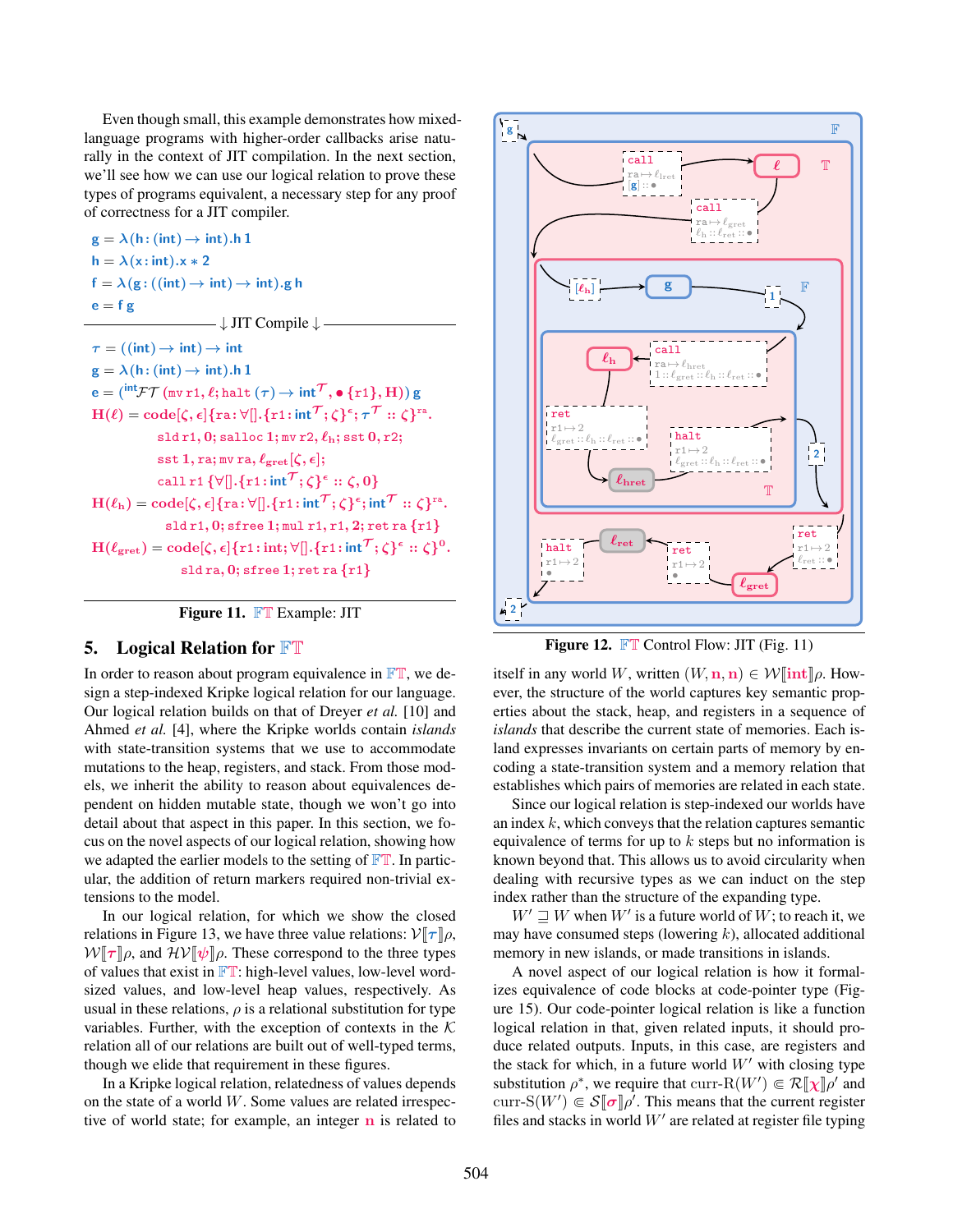Even though small, this example demonstrates how mixed-language programs with higher-order callbacks arise naturally in the context of JIT compilation. In the next section, we'll see how we can use our logical relation to prove these types of programs equivalent, a necessary step for any proof of correctness for a JIT compiler.

$$\mathsf{g} = \lambda(\mathsf{h} : (\mathsf{int}) \to \mathsf{int}).\mathsf{h}\ 1$$
$$\mathsf{h} = \lambda(\mathsf{x} : \mathsf{int}).\mathsf{x} * 2$$
$$\mathsf{f} = \lambda(\mathsf{g} : ((\mathsf{int}) \to \mathsf{int}) \to \mathsf{int}).\mathsf{g}\ \mathsf{h}$$
$$\mathsf{e} = \mathsf{f}\ \mathsf{g}$$

↓ JIT Compile ↓

$$\tau = ((\mathsf{int}) \to \mathsf{int}) \to \mathsf{int}$$
$$\mathsf{g} = \lambda(\mathsf{h} : (\mathsf{int}) \to \mathsf{int}).\mathsf{h}\ 1$$
$$\mathsf{e} = ({}^{\mathsf{int}}\mathcal{FT}\ (\mathtt{mv}\ \mathtt{r1}, \ell; \mathtt{halt}\ (\tau) \to \mathsf{int}^{\mathcal{T}}, \bullet\ \{\mathtt{r1}\}, \mathsf{H}))\ \mathsf{g}$$
$$\mathsf{H}(\ell) = \mathsf{code}[\zeta, \epsilon]\{\mathtt{ra} : \forall[].\{\mathtt{r1} : \mathsf{int}^{\mathcal{T}}; \zeta\}^{\epsilon}; \tau^{\mathcal{T}} :: \zeta\}^{\mathtt{ra}}.$$
$$\mathtt{sld}\ \mathtt{r1}, 0; \mathtt{salloc}\ 1; \mathtt{mv}\ \mathtt{r2}, \ell_{\mathrm{h}}; \mathtt{sst}\ 0, \mathtt{r2};$$
$$\mathtt{sst}\ 1, \mathtt{ra}; \mathtt{mv}\ \mathtt{ra}, \ell_{\mathrm{gret}}[\zeta, \epsilon];$$
$$\mathtt{call}\ \mathtt{r1}\ \{\forall[].\{\mathtt{r1} : \mathsf{int}^{\mathcal{T}}; \zeta\}^{\epsilon} :: \zeta, 0\}$$
$$\mathsf{H}(\ell_{\mathrm{h}}) = \mathsf{code}[\zeta, \epsilon]\{\mathtt{ra} : \forall[].\{\mathtt{r1} : \mathsf{int}^{\mathcal{T}}; \zeta\}^{\epsilon}; \mathsf{int}^{\mathcal{T}} :: \zeta\}^{\mathtt{ra}}.$$
$$\mathtt{sld}\ \mathtt{r1}, 0; \mathtt{sfree}\ 1; \mathtt{mul}\ \mathtt{r1}, \mathtt{r1}, 2; \mathtt{ret}\ \mathtt{ra}\ \{\mathtt{r1}\}$$
$$\mathsf{H}(\ell_{\mathrm{gret}}) = \mathsf{code}[\zeta, \epsilon]\{\mathtt{r1} : \mathsf{int}; \forall[].\{\mathtt{r1} : \mathsf{int}^{\mathcal{T}}; \zeta\}^{\epsilon} :: \zeta\}^{0}.$$
$$\mathtt{sld}\ \mathtt{ra}, 0; \mathtt{sfree}\ 1; \mathtt{ret}\ \mathtt{ra}\ \{\mathtt{r1}\}$$

**Figure 11.** $\mathbb{FT}$ Example: JIT

**Figure 12.** $\mathbb{FT}$ Control Flow: JIT (Fig. 11)

## 5. Logical Relation for $\mathbb{FT}$

In order to reason about program equivalence in $\mathbb{FT}$, we design a step-indexed Kripke logical relation for our language. Our logical relation builds on that of Dreyer *et al.* [10] and Ahmed *et al.* [4], where the Kripke worlds contain *islands* with state-transition systems that we use to accommodate mutations to the heap, registers, and stack. From those models, we inherit the ability to reason about equivalences dependent on hidden mutable state, though we won't go into detail about that aspect in this paper. In this section, we focus on the novel aspects of our logical relation, showing how we adapted the earlier models to the setting of $\mathbb{FT}$. In particular, the addition of return markers required non-trivial extensions to the model.

In our logical relation, for which we show the closed relations in Figure 13, we have three value relations: $\mathcal{V}[\![\tau]\!]\rho$, $\mathcal{W}[\![\tau]\!]\rho$, and $\mathcal{HV}[\![\psi]\!]\rho$. These correspond to the three types of values that exist in $\mathbb{FT}$: high-level values, low-level word-sized values, and low-level heap values, respectively. As usual in these relations, $\rho$ is a relational substitution for type variables. Further, with the exception of contexts in the $\mathcal{K}$ relation all of our relations are built out of well-typed terms, though we elide that requirement in these figures.

In a Kripke logical relation, relatedness of values depends on the state of a world $W$. Some values are related irrespective of world state; for example, an integer $\mathbf{n}$ is related to itself in any world $W$, written $(W, \mathbf{n}, \mathbf{n}) \in \mathcal{W}[\![\mathsf{int}]\!]\rho$. However, the structure of the world captures key semantic properties about the stack, heap, and registers in a sequence of *islands* that describe the current state of memories. Each island expresses invariants on certain parts of memory by encoding a state-transition system and a memory relation that establishes which pairs of memories are related in each state.

Since our logical relation is step-indexed our worlds have an index $k$, which conveys that the relation captures semantic equivalence of terms for up to $k$ steps but no information is known beyond that. This allows us to avoid circularity when dealing with recursive types as we can induct on the step index rather than the structure of the expanding type.

$W' \sqsupseteq W$ when $W'$ is a future world of $W$; to reach it, we may have consumed steps (lowering $k$), allocated additional memory in new islands, or made transitions in islands.

A novel aspect of our logical relation is how it formalizes equivalence of code blocks at code-pointer type (Figure 15). Our code-pointer logical relation is like a function logical relation in that, given related inputs, it should produce related outputs. Inputs, in this case, are registers and the stack for which, in a future world $W'$ with closing type substitution $\rho^*$, we require that $\text{curr-R}(W') \in \mathcal{R}[\![\chi]\!]\rho'$ and $\text{curr-S}(W') \in \mathcal{S}[\![\sigma]\!]\rho'$. This means that the current register files and stacks in world $W'$ are related at register file typing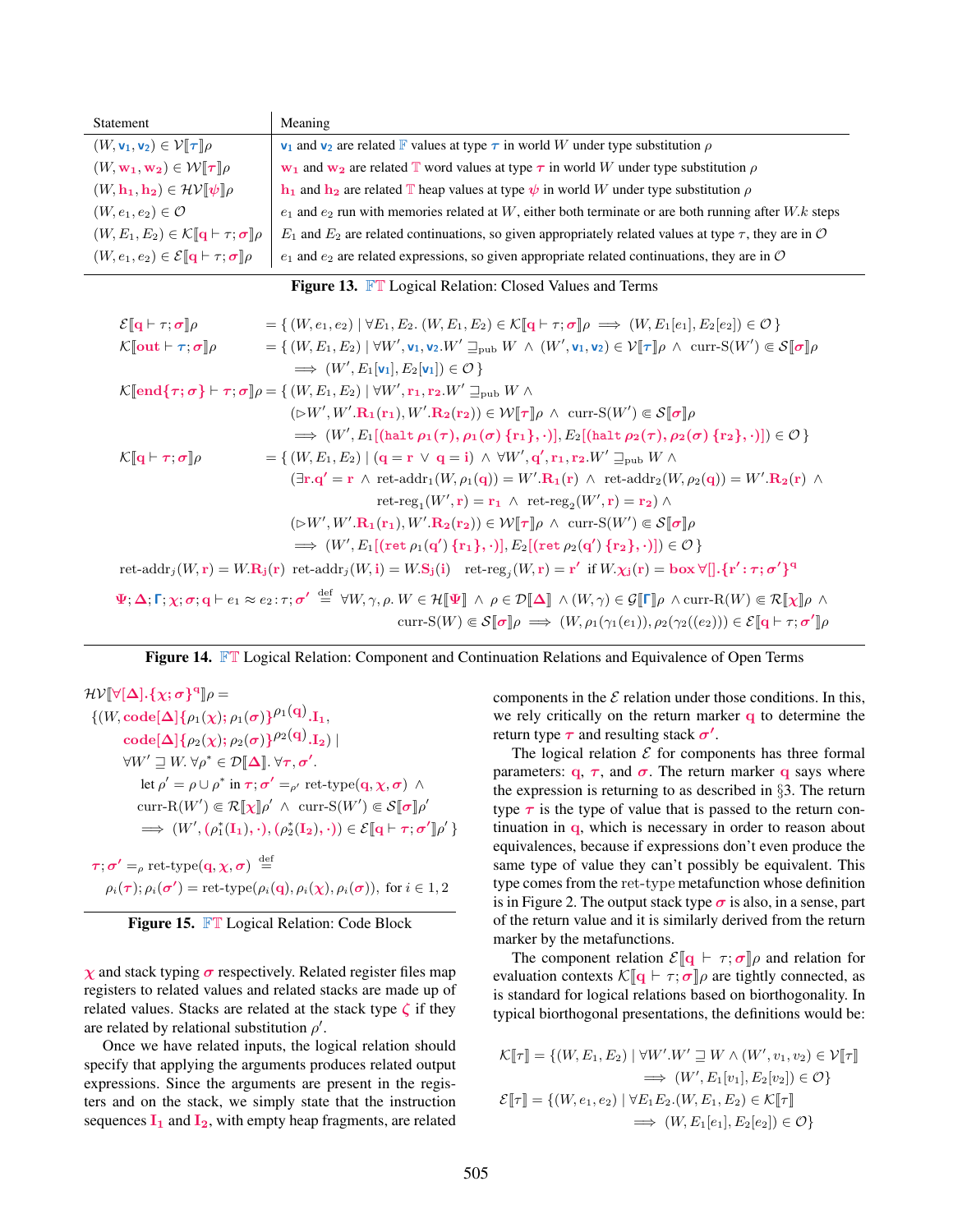| Statement | Meaning |
|---|---|
| $(W, \mathbf{v_1}, \mathbf{v_2}) \in \mathcal{V}[\![\tau]\!]\rho$ | $\mathbf{v_1}$ and $\mathbf{v_2}$ are related $\mathbb{F}$ values at type $\tau$ in world $W$ under type substitution $\rho$ |
| $(W, \mathbf{w_1}, \mathbf{w_2}) \in \mathcal{W}[\![\tau]\!]\rho$ | $\mathbf{w_1}$ and $\mathbf{w_2}$ are related $\mathbb{T}$ word values at type $\tau$ in world $W$ under type substitution $\rho$ |
| $(W, \mathbf{h_1}, \mathbf{h_2}) \in \mathcal{HV}[\![\psi]\!]\rho$ | $\mathbf{h_1}$ and $\mathbf{h_2}$ are related $\mathbb{T}$ heap values at type $\psi$ in world $W$ under type substitution $\rho$ |
| $(W, e_1, e_2) \in \mathcal{O}$ | $e_1$ and $e_2$ run with memories related at $W$, either both terminate or are both running after $W.k$ steps |
| $(W, E_1, E_2) \in \mathcal{K}[\![\mathbf{q} \vdash \tau; \boldsymbol{\sigma}]\!]\rho$ | $E_1$ and $E_2$ are related continuations, so given appropriately related values at type $\tau$, they are in $\mathcal{O}$ |
| $(W, e_1, e_2) \in \mathcal{E}[\![\mathbf{q} \vdash \tau; \boldsymbol{\sigma}]\!]\rho$ | $e_1$ and $e_2$ are related expressions, so given appropriate related continuations, they are in $\mathcal{O}$ |

**Figure 13.** $\mathbb{FT}$ Logical Relation: Closed Values and Terms

$$\mathcal{E}[\![\mathbf{q} \vdash \tau; \boldsymbol{\sigma}]\!]\rho = \{ (W, e_1, e_2) \mid \forall E_1, E_2.\ (W, E_1, E_2) \in \mathcal{K}[\![\mathbf{q} \vdash \tau; \boldsymbol{\sigma}]\!]\rho \implies (W, E_1[e_1], E_2[e_2]) \in \mathcal{O} \}$$

$$\mathcal{K}[\![\mathbf{out} \vdash \boldsymbol{\tau}; \boldsymbol{\sigma}]\!]\rho = \{ (W, E_1, E_2) \mid \forall W', \mathbf{v_1}, \mathbf{v_2}. W' \sqsupseteq_{\text{pub}} W \ \wedge\ (W', \mathbf{v_1}, \mathbf{v_2}) \in \mathcal{V}[\![\boldsymbol{\tau}]\!]\rho \ \wedge\ \text{curr-S}(W') \Subset \mathcal{S}[\![\boldsymbol{\sigma}]\!]\rho \implies (W', E_1[\mathbf{v_1}], E_2[\mathbf{v_1}]) \in \mathcal{O} \}$$

$$\begin{aligned}\mathcal{K}[\![\mathbf{end}\{\boldsymbol{\tau}; \boldsymbol{\sigma}\} \vdash \boldsymbol{\tau}; \boldsymbol{\sigma}]\!]\rho = \{ (W, E_1, E_2) \mid\ & \forall W', \mathbf{r_1}, \mathbf{r_2}. W' \sqsupseteq_{\text{pub}} W \ \wedge \\ & (\triangleright W', W'.\mathbf{R_1}(\mathbf{r_1}), W'.\mathbf{R_2}(\mathbf{r_2})) \in \mathcal{W}[\![\boldsymbol{\tau}]\!]\rho \ \wedge\ \text{curr-S}(W') \Subset \mathcal{S}[\![\boldsymbol{\sigma}]\!]\rho \\ & \implies (W', E_1[(\mathtt{halt}\ \rho_1(\boldsymbol{\tau}), \rho_1(\boldsymbol{\sigma})\ \{\mathbf{r_1}\}, \cdot)], E_2[(\mathtt{halt}\ \rho_2(\boldsymbol{\tau}), \rho_2(\boldsymbol{\sigma})\ \{\mathbf{r_2}\}, \cdot)]) \in \mathcal{O} \}\end{aligned}$$

$$\begin{aligned}\mathcal{K}[\![\mathbf{q} \vdash \boldsymbol{\tau}; \boldsymbol{\sigma}]\!]\rho = \{ (W, E_1, E_2) \mid\ & (\mathbf{q} = \mathbf{r} \ \vee\ \mathbf{q} = \mathbf{i}) \ \wedge\ \forall W', \mathbf{q'}, \mathbf{r_1}, \mathbf{r_2}. W' \sqsupseteq_{\text{pub}} W \ \wedge \\ & (\exists \mathbf{r}. \mathbf{q'} = \mathbf{r} \ \wedge\ \text{ret-addr}_1(W, \rho_1(\mathbf{q})) = W'.\mathbf{R_1}(\mathbf{r}) \ \wedge\ \text{ret-addr}_2(W, \rho_2(\mathbf{q})) = W'.\mathbf{R_2}(\mathbf{r}) \ \wedge \\ & \qquad \text{ret-reg}_1(W', \mathbf{r}) = \mathbf{r_1} \ \wedge\ \text{ret-reg}_2(W', \mathbf{r}) = \mathbf{r_2}) \ \wedge \\ & (\triangleright W', W'.\mathbf{R_1}(\mathbf{r_1}), W'.\mathbf{R_2}(\mathbf{r_2})) \in \mathcal{W}[\![\boldsymbol{\tau}]\!]\rho \ \wedge\ \text{curr-S}(W') \Subset \mathcal{S}[\![\boldsymbol{\sigma}]\!]\rho \\ & \implies (W', E_1[(\mathtt{ret}\ \rho_1(\mathbf{q'})\ \{\mathbf{r_1}\}, \cdot)], E_2[(\mathtt{ret}\ \rho_2(\mathbf{q'})\ \{\mathbf{r_2}\}, \cdot)]) \in \mathcal{O} \}\end{aligned}$$

$$\text{ret-addr}_j(W, \mathbf{r}) = W.\mathbf{R_j}(\mathbf{r}) \quad \text{ret-addr}_j(W, \mathrm{i}) = W.\mathbf{S_j}(\mathrm{i}) \quad \text{ret-reg}_j(W, \mathbf{r}) = \mathbf{r'} \ \text{ if } W.\boldsymbol{\chi_j}(\mathbf{r}) = \mathbf{box}\ \forall[].\{\mathbf{r'} : \boldsymbol{\tau}; \boldsymbol{\sigma'}\}^{\mathbf{q}}$$

$$\begin{aligned}\boldsymbol{\Psi}; \boldsymbol{\Delta}; \boldsymbol{\Gamma}; \boldsymbol{\chi}; \boldsymbol{\sigma}; \mathbf{q} \vdash e_1 \approx e_2 : \boldsymbol{\tau}; \boldsymbol{\sigma'} \stackrel{\text{def}}{=}\ & \forall W, \gamma, \rho.\ W \in \mathcal{H}[\![\boldsymbol{\Psi}]\!] \ \wedge\ \rho \in \mathcal{D}[\![\boldsymbol{\Delta}]\!] \ \wedge (W, \gamma) \in \mathcal{G}[\![\boldsymbol{\Gamma}]\!]\rho \ \wedge \text{curr-R}(W) \Subset \mathcal{R}[\![\boldsymbol{\chi}]\!]\rho \ \wedge \\ & \text{curr-S}(W) \Subset \mathcal{S}[\![\boldsymbol{\sigma}]\!]\rho \implies (W, \rho_1(\gamma_1(e_1)), \rho_2(\gamma_2((e_2))) \in \mathcal{E}[\![\mathbf{q} \vdash \boldsymbol{\tau}; \boldsymbol{\sigma'}]\!]\rho\end{aligned}$$

**Figure 14.** $\mathbb{FT}$ Logical Relation: Component and Continuation Relations and Equivalence of Open Terms

$$\begin{aligned}&\mathcal{HV}[\![\forall[\boldsymbol{\Delta}].\{\boldsymbol{\chi}; \boldsymbol{\sigma}\}^{\mathbf{q}}]\!]\rho = \\ &\{(W, \mathbf{code}[\boldsymbol{\Delta}]\{\rho_1(\boldsymbol{\chi}); \rho_1(\boldsymbol{\sigma})\}^{\rho_1(\mathbf{q})}.\mathbf{I_1}, \\ &\quad \mathbf{code}[\boldsymbol{\Delta}]\{\rho_2(\boldsymbol{\chi}); \rho_2(\boldsymbol{\sigma})\}^{\rho_2(\mathbf{q})}.\mathbf{I_2}) \mid \\ &\quad \forall W' \sqsupseteq W.\ \forall \rho^* \in \mathcal{D}[\![\boldsymbol{\Delta}]\!].\ \forall \boldsymbol{\tau}, \boldsymbol{\sigma'}. \\ &\qquad \text{let } \rho' = \rho \cup \rho^* \text{ in } \boldsymbol{\tau}; \boldsymbol{\sigma'} =_{\rho'} \text{ret-type}(\mathbf{q}, \boldsymbol{\chi}, \boldsymbol{\sigma}) \ \wedge \\ &\qquad \text{curr-R}(W') \Subset \mathcal{R}[\![\boldsymbol{\chi}]\!]\rho' \ \wedge\ \text{curr-S}(W') \Subset \mathcal{S}[\![\boldsymbol{\sigma}]\!]\rho' \\ &\qquad \implies (W', (\rho_1^*(\mathbf{I_1}), \cdot), (\rho_2^*(\mathbf{I_2}), \cdot)) \in \mathcal{E}[\![\mathbf{q} \vdash \boldsymbol{\tau}; \boldsymbol{\sigma'}]\!]\rho' \}\end{aligned}$$

$$\boldsymbol{\tau}; \boldsymbol{\sigma'} =_\rho \text{ret-type}(\mathbf{q}, \boldsymbol{\chi}, \boldsymbol{\sigma}) \stackrel{\text{def}}{=} \rho_i(\boldsymbol{\tau}); \rho_i(\boldsymbol{\sigma'}) = \text{ret-type}(\rho_i(\mathbf{q}), \rho_i(\boldsymbol{\chi}), \rho_i(\boldsymbol{\sigma})), \ \text{for } i \in 1, 2$$

**Figure 15.** $\mathbb{FT}$ Logical Relation: Code Block

$\boldsymbol{\chi}$ and stack typing $\boldsymbol{\sigma}$ respectively. Related register files map registers to related values and related stacks are made up of related values. Stacks are related at the stack type $\boldsymbol{\zeta}$ if they are related by relational substitution $\rho'$.

Once we have related inputs, the logical relation should specify that applying the arguments produces related output expressions. Since the arguments are present in the registers and on the stack, we simply state that the instruction sequences $\mathbf{I_1}$ and $\mathbf{I_2}$, with empty heap fragments, are related components in the $\mathcal{E}$ relation under those conditions. In this, we rely critically on the return marker $\mathbf{q}$ to determine the return type $\boldsymbol{\tau}$ and resulting stack $\boldsymbol{\sigma'}$.

The logical relation $\mathcal{E}$ for components has three formal parameters: $\mathbf{q}$, $\boldsymbol{\tau}$, and $\boldsymbol{\sigma}$. The return marker $\mathbf{q}$ says where the expression is returning to as described in §3. The return type $\boldsymbol{\tau}$ is the type of value that is passed to the return continuation in $\mathbf{q}$, which is necessary in order to reason about equivalences, because if expressions don't even produce the same type of value they can't possibly be equivalent. This type comes from the ret-type metafunction whose definition is in Figure 2. The output stack type $\boldsymbol{\sigma}$ is also, in a sense, part of the return value and it is similarly derived from the return marker by the metafunctions.

The component relation $\mathcal{E}[\![\mathbf{q} \vdash \tau; \boldsymbol{\sigma}]\!]\rho$ and relation for evaluation contexts $\mathcal{K}[\![\mathbf{q} \vdash \tau; \boldsymbol{\sigma}]\!]\rho$ are tightly connected, as is standard for logical relations based on biorthogonality. In typical biorthogonal presentations, the definitions would be:

$$\begin{aligned}\mathcal{K}[\![\tau]\!] = \{(W, E_1, E_2) \mid\ & \forall W'. W' \sqsupseteq W \wedge (W', v_1, v_2) \in \mathcal{V}[\![\tau]\!] \\ & \implies (W', E_1[v_1], E_2[v_2]) \in \mathcal{O}\} \\ \mathcal{E}[\![\tau]\!] = \{(W, e_1, e_2) \mid\ & \forall E_1 E_2.(W, E_1, E_2) \in \mathcal{K}[\![\tau]\!] \\ & \implies (W, E_1[e_1], E_2[e_2]) \in \mathcal{O}\}\end{aligned}$$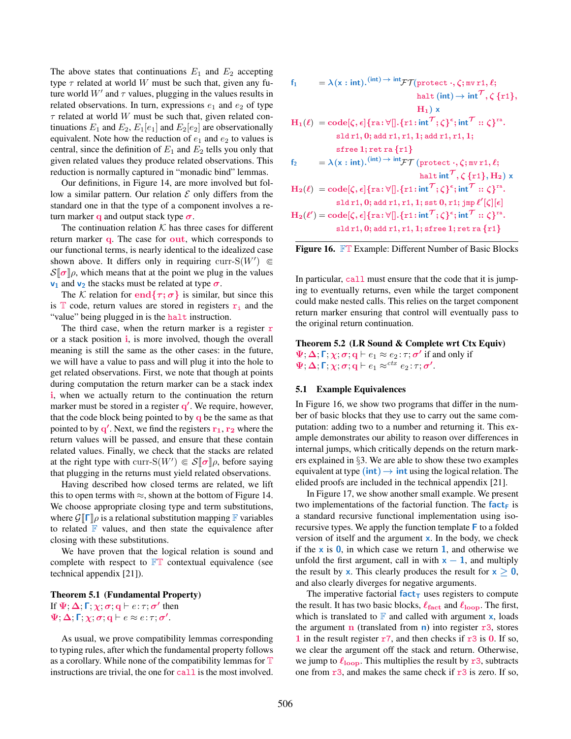The above states that continuations $E_1$ and $E_2$ accepting type $\tau$ related at world $W$ must be such that, given any future world $W'$ and $\tau$ values, plugging in the values results in related observations. In turn, expressions $e_1$ and $e_2$ of type $\tau$ related at world $W$ must be such that, given related continuations $E_1$ and $E_2$, $E_1[e_1]$ and $E_2[e_2]$ are observationally equivalent. Note how the reduction of $e_1$ and $e_2$ to values is central, since the definition of $E_1$ and $E_2$ tells you only that given related values they produce related observations. This reduction is normally captured in "monadic bind" lemmas.

Our definitions, in Figure 14, are more involved but follow a similar pattern. Our relation $\mathcal{E}$ only differs from the standard one in that the type of a component involves a return marker $\mathbf{q}$ and output stack type $\boldsymbol{\sigma}$.

The continuation relation $\mathcal{K}$ has three cases for different return marker $\mathbf{q}$. The case for $\mathbf{out}$, which corresponds to our functional terms, is nearly identical to the idealized case shown above. It differs only in requiring $\text{curr-S}(W') \in \mathcal{S}[\![\boldsymbol{\sigma}]\!]\rho$, which means that at the point we plug in the values $\mathsf{v_1}$ and $\mathsf{v_2}$ the stacks must be related at type $\boldsymbol{\sigma}$.

The $\mathcal{K}$ relation for $\mathbf{end}\{\boldsymbol{\tau};\boldsymbol{\sigma}\}$ is similar, but since this is $\mathbb{T}$ code, return values are stored in registers $\mathtt{r_i}$ and the "value" being plugged in is the `halt` instruction.

The third case, when the return marker is a register $\mathtt{r}$ or a stack position $\mathbf{i}$, is more involved, though the overall meaning is still the same as the other cases: in the future, we will have a value to pass and will plug it into the hole to get related observations. First, we note that though at points during computation the return marker can be a stack index $\mathbf{i}$, when we actually return to the continuation the return marker must be stored in a register $\mathbf{q'}$. We require, however, that the code block being pointed to by $\mathbf{q}$ be the same as that pointed to by $\mathbf{q'}$. Next, we find the registers $\mathtt{r_1}, \mathtt{r_2}$ where the return values will be passed, and ensure that these contain related values. Finally, we check that the stacks are related at the right type with $\text{curr-S}(W') \in \mathcal{S}[\![\boldsymbol{\sigma}]\!]\rho$, before saying that plugging in the returns must yield related observations.

Having described how closed terms are related, we lift this to open terms with $\approx$, shown at the bottom of Figure 14. We choose appropriate closing type and term substitutions, where $\mathcal{G}[\![\boldsymbol{\Gamma}]\!]\rho$ is a relational substitution mapping $\mathbb{F}$ variables to related $\mathbb{F}$ values, and then state the equivalence after closing with these substitutions.

We have proven that the logical relation is sound and complete with respect to $\mathbb{FT}$ contextual equivalence (see technical appendix [21]).

**Theorem 5.1 (Fundamental Property)**
If $\boldsymbol{\Psi};\boldsymbol{\Delta};\boldsymbol{\Gamma};\boldsymbol{\chi};\boldsymbol{\sigma};\mathbf{q} \vdash e:\tau;\boldsymbol{\sigma'}$ then $\boldsymbol{\Psi};\boldsymbol{\Delta};\boldsymbol{\Gamma};\boldsymbol{\chi};\boldsymbol{\sigma};\mathbf{q} \vdash e \approx e:\tau;\boldsymbol{\sigma'}$.

As usual, we prove compatibility lemmas corresponding to typing rules, after which the fundamental property follows as a corollary. While none of the compatibility lemmas for $\mathbb{T}$ instructions are trivial, the one for `call` is the most involved. In particular, `call` must ensure that the code that it is jumping to eventually returns, even while the target component could make nested calls. This relies on the target component return marker ensuring that control will eventually pass to the original return continuation.

$$
\begin{aligned}
\mathsf{f_1} \;&= \lambda(\mathsf{x}:\mathsf{int}).^{(\mathsf{int})\to\mathsf{int}}\mathcal{FT}(\mathtt{protect}\ \cdot,\zeta;\mathtt{mv}\ \mathtt{r1},\ell;\\
&\qquad\qquad \mathtt{halt}\ (\mathsf{int})\to\mathsf{int}^{\mathcal{T}},\zeta\ \{\mathtt{r1}\},\\
&\qquad\qquad \mathbf{H_1})\ \mathsf{x}\\
\mathbf{H_1}(\ell) \;&= \mathbf{code}[\zeta,\epsilon]\{\mathtt{ra}:\forall[].\{\mathtt{r1}:\mathbf{int}^{\mathcal{T}};\zeta\}^{\epsilon};\mathbf{int}^{\mathcal{T}}::\zeta\}^{\mathtt{ra}}.\\
&\qquad \mathtt{sld}\ \mathtt{r1},0;\ \mathtt{add}\ \mathtt{r1},\mathtt{r1},1;\ \mathtt{add}\ \mathtt{r1},\mathtt{r1},1;\\
&\qquad \mathtt{sfree}\ 1;\ \mathtt{ret}\ \mathtt{ra}\ \{\mathtt{r1}\}\\
\mathsf{f_2} \;&= \lambda(\mathsf{x}:\mathsf{int}).^{(\mathsf{int})\to\mathsf{int}}\mathcal{FT}(\mathtt{protect}\ \cdot,\zeta;\mathtt{mv}\ \mathtt{r1},\ell;\\
&\qquad\qquad \mathtt{halt}\ \mathsf{int}^{\mathcal{T}},\zeta\ \{\mathtt{r1}\},\mathbf{H_2})\ \mathsf{x}\\
\mathbf{H_2}(\ell) \;&= \mathbf{code}[\zeta,\epsilon]\{\mathtt{ra}:\forall[].\{\mathtt{r1}:\mathbf{int}^{\mathcal{T}};\zeta\}^{\epsilon};\mathbf{int}^{\mathcal{T}}::\zeta\}^{\mathtt{ra}}.\\
&\qquad \mathtt{sld}\ \mathtt{r1},0;\ \mathtt{add}\ \mathtt{r1},\mathtt{r1},1;\ \mathtt{sst}\ 0,\mathtt{r1};\ \mathtt{jmp}\ \ell'[\zeta][\epsilon]\\
\mathbf{H_2}(\ell') \;&= \mathbf{code}[\zeta,\epsilon]\{\mathtt{ra}:\forall[].\{\mathtt{r1}:\mathbf{int}^{\mathcal{T}};\zeta\}^{\epsilon};\mathbf{int}^{\mathcal{T}}::\zeta\}^{\mathtt{ra}}.\\
&\qquad \mathtt{sld}\ \mathtt{r1},0;\ \mathtt{add}\ \mathtt{r1},\mathtt{r1},1;\ \mathtt{sfree}\ 1;\ \mathtt{ret}\ \mathtt{ra}\ \{\mathtt{r1}\}
\end{aligned}
$$

**Figure 16.** $\mathbb{FT}$ Example: Different Number of Basic Blocks

**Theorem 5.2 (LR Sound & Complete wrt Ctx Equiv)**
$\boldsymbol{\Psi};\boldsymbol{\Delta};\boldsymbol{\Gamma};\boldsymbol{\chi};\boldsymbol{\sigma};\mathbf{q} \vdash e_1 \approx e_2:\tau;\boldsymbol{\sigma'}$ if and only if $\boldsymbol{\Psi};\boldsymbol{\Delta};\boldsymbol{\Gamma};\boldsymbol{\chi};\boldsymbol{\sigma};\mathbf{q} \vdash e_1 \approx^{ctx} e_2:\tau;\boldsymbol{\sigma'}$.

### 5.1 Example Equivalences

In Figure 16, we show two programs that differ in the number of basic blocks that they use to carry out the same computation: adding two to a number and returning it. This example demonstrates our ability to reason over differences in internal jumps, which critically depends on the return markers explained in §3. We are able to show these two examples equivalent at type $(\mathsf{int})\to\mathsf{int}$ using the logical relation. The elided proofs are included in the technical appendix [21].

In Figure 17, we show another small example. We present two implementations of the factorial function. The $\mathsf{fact_F}$ is a standard recursive functional implementation using iso-recursive types. We apply the function template $\mathsf{F}$ to a folded version of itself and the argument $\mathsf{x}$. In the body, we check if the $\mathsf{x}$ is $\mathsf{0}$, in which case we return $\mathsf{1}$, and otherwise we unfold the first argument, call in with $\mathsf{x}-\mathsf{1}$, and multiply the result by $\mathsf{x}$. This clearly produces the result for $\mathsf{x}\geq\mathsf{0}$, and also clearly diverges for negative arguments.

The imperative factorial $\mathsf{fact_T}$ uses registers to compute the result. It has two basic blocks, $\ell_{\text{fact}}$ and $\ell_{\text{loop}}$. The first, which is translated to $\mathbb{F}$ and called with argument $\mathsf{x}$, loads the argument $\mathbf{n}$ (translated from $\mathsf{n}$) into register $\mathtt{r3}$, stores $\mathbf{1}$ in the result register $\mathtt{r7}$, and then checks if $\mathtt{r3}$ is $\mathbf{0}$. If so, we clear the argument off the stack and return. Otherwise, we jump to $\ell_{\text{loop}}$. This multiplies the result by $\mathtt{r3}$, subtracts one from $\mathtt{r3}$, and makes the same check if $\mathtt{r3}$ is zero. If so,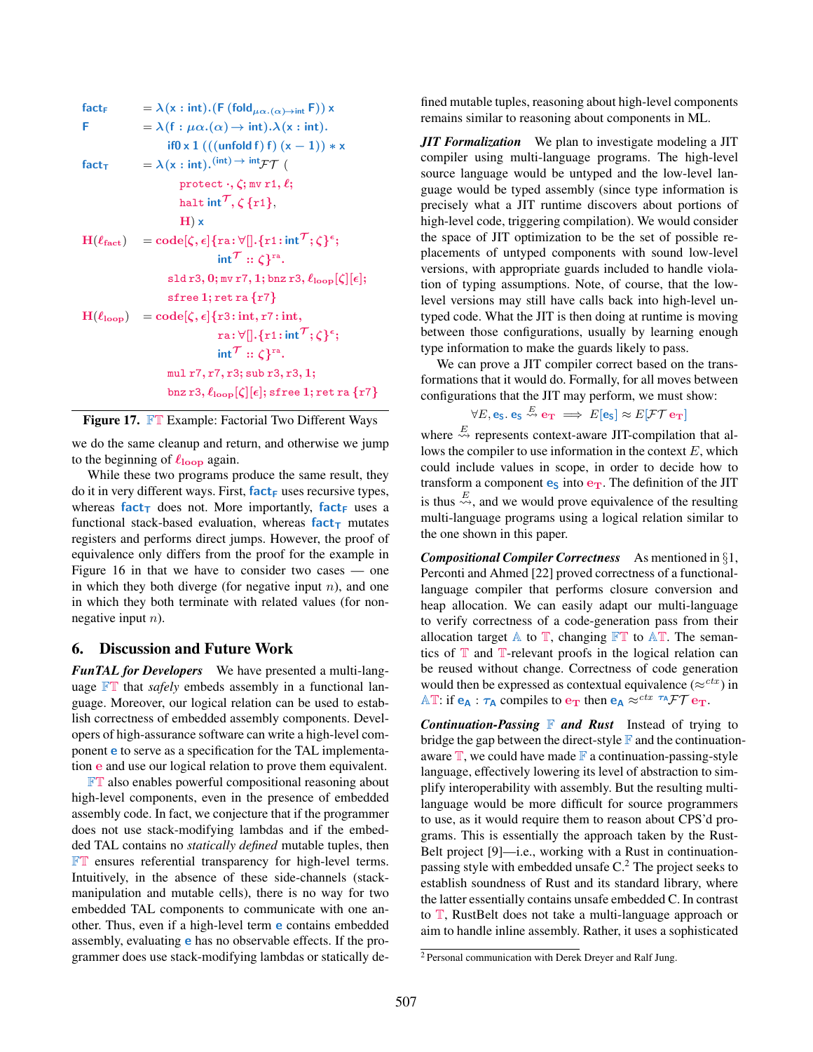```
factF      = λ(x : int).(F (fold_{μα.(α)→int} F)) x
F          = λ(f : μα.(α) → int).λ(x : int).
                if0 x 1 (((unfold f) f) (x − 1)) ∗ x
factT      = λ(x : int).^{(int) → int}FT (
                protect ·, ζ; mv r1, ℓ;
                halt int^T, ζ {r1},
                H) x
H(ℓfact)   = code[ζ, ϵ]{ra : ∀[].{r1 : int^T; ζ}^ϵ;
                int^T :: ζ}^ra.
                sld r3, 0; mv r7, 1; bnz r3, ℓloop[ζ][ϵ];
                sfree 1; ret ra {r7}
H(ℓloop)   = code[ζ, ϵ]{r3 : int, r7 : int,
                ra : ∀[].{r1 : int^T; ζ}^ϵ;
                int^T :: ζ}^ra.
                mul r7, r7, r3; sub r3, r3, 1;
                bnz r3, ℓloop[ζ][ϵ]; sfree 1; ret ra {r7}
```

**Figure 17.** $\mathbb{FT}$ Example: Factorial Two Different Ways

we do the same cleanup and return, and otherwise we jump to the beginning of $\ell_{loop}$ again.

While these two programs produce the same result, they do it in very different ways. First, $\mathsf{fact_F}$ uses recursive types, whereas $\mathsf{fact_T}$ does not. More importantly, $\mathsf{fact_F}$ uses a functional stack-based evaluation, whereas $\mathsf{fact_T}$ mutates registers and performs direct jumps. However, the proof of equivalence only differs from the proof for the example in Figure 16 in that we have to consider two cases — one in which they both diverge (for negative input $n$), and one in which they both terminate with related values (for non-negative input $n$).

## 6. Discussion and Future Work

***FunTAL for Developers*** We have presented a multi-language $\mathbb{FT}$ that *safely* embeds assembly in a functional language. Moreover, our logical relation can be used to establish correctness of embedded assembly components. Developers of high-assurance software can write a high-level component $\mathsf{e}$ to serve as a specification for the TAL implementation $\mathsf{e}$ and use our logical relation to prove them equivalent.

$\mathbb{FT}$ also enables powerful compositional reasoning about high-level components, even in the presence of embedded assembly code. In fact, we conjecture that if the programmer does not use stack-modifying lambdas and if the embedded TAL contains no *statically defined* mutable tuples, then $\mathbb{FT}$ ensures referential transparency for high-level terms. Intuitively, in the absence of these side-channels (stack-manipulation and mutable cells), there is no way for two embedded TAL components to communicate with one another. Thus, even if a high-level term $\mathsf{e}$ contains embedded assembly, evaluating $\mathsf{e}$ has no observable effects. If the programmer does use stack-modifying lambdas or statically defined mutable tuples, reasoning about high-level components remains similar to reasoning about components in ML.

***JIT Formalization*** We plan to investigate modeling a JIT compiler using multi-language programs. The high-level source language would be untyped and the low-level language would be typed assembly (since type information is precisely what a JIT runtime discovers about portions of high-level code, triggering compilation). We would consider the space of JIT optimization to be the set of possible replacements of untyped components with sound low-level versions, with appropriate guards included to handle violation of typing assumptions. Note, of course, that the low-level versions may still have calls back into high-level untyped code. What the JIT is then doing at runtime is moving between those configurations, usually by learning enough type information to make the guards likely to pass.

We can prove a JIT compiler correct based on the transformations that it would do. Formally, for all moves between configurations that the JIT may perform, we must show:

$$\forall E, \mathsf{e_S}.\ \mathsf{e_S} \overset{E}{\rightsquigarrow} \mathsf{e_T} \implies E[\mathsf{e_S}] \approx E[\mathcal{FT}\,\mathsf{e_T}]$$

where $\overset{E}{\rightsquigarrow}$ represents context-aware JIT-compilation that allows the compiler to use information in the context $E$, which could include values in scope, in order to decide how to transform a component $\mathsf{e_S}$ into $\mathsf{e_T}$. The definition of the JIT is thus $\overset{E}{\rightsquigarrow}$, and we would prove equivalence of the resulting multi-language programs using a logical relation similar to the one shown in this paper.

***Compositional Compiler Correctness*** As mentioned in §1, Perconti and Ahmed [22] proved correctness of a functional-language compiler that performs closure conversion and heap allocation. We can easily adapt our multi-language to verify correctness of a code-generation pass from their allocation target $\mathbb{A}$ to $\mathbb{T}$, changing $\mathbb{FT}$ to $\mathbb{AT}$. The semantics of $\mathbb{T}$ and $\mathbb{T}$-relevant proofs in the logical relation can be reused without change. Correctness of code generation would then be expressed as contextual equivalence ($\approx^{ctx}$) in $\mathbb{AT}$: if $\mathsf{e_A} : \tau_\mathsf{A}$ compiles to $\mathsf{e_T}$ then $\mathsf{e_A} \approx^{ctx}\ {}^{\tau_\mathsf{A}}\mathcal{FT}\ \mathsf{e_T}$.

***Continuation-Passing $\mathbb{F}$ and Rust*** Instead of trying to bridge the gap between the direct-style $\mathbb{F}$ and the continuation-aware $\mathbb{T}$, we could have made $\mathbb{F}$ a continuation-passing-style language, effectively lowering its level of abstraction to simplify interoperability with assembly. But the resulting multi-language would be more difficult for source programmers to use, as it would require them to reason about CPS'd programs. This is essentially the approach taken by the RustBelt project [9]—i.e., working with a Rust in continuation-passing style with embedded unsafe C.[2] The project seeks to establish soundness of Rust and its standard library, where the latter essentially contains unsafe embedded C. In contrast to $\mathbb{T}$, RustBelt does not take a multi-language approach or aim to handle inline assembly. Rather, it uses a sophisticated

[2] Personal communication with Derek Dreyer and Ralf Jung.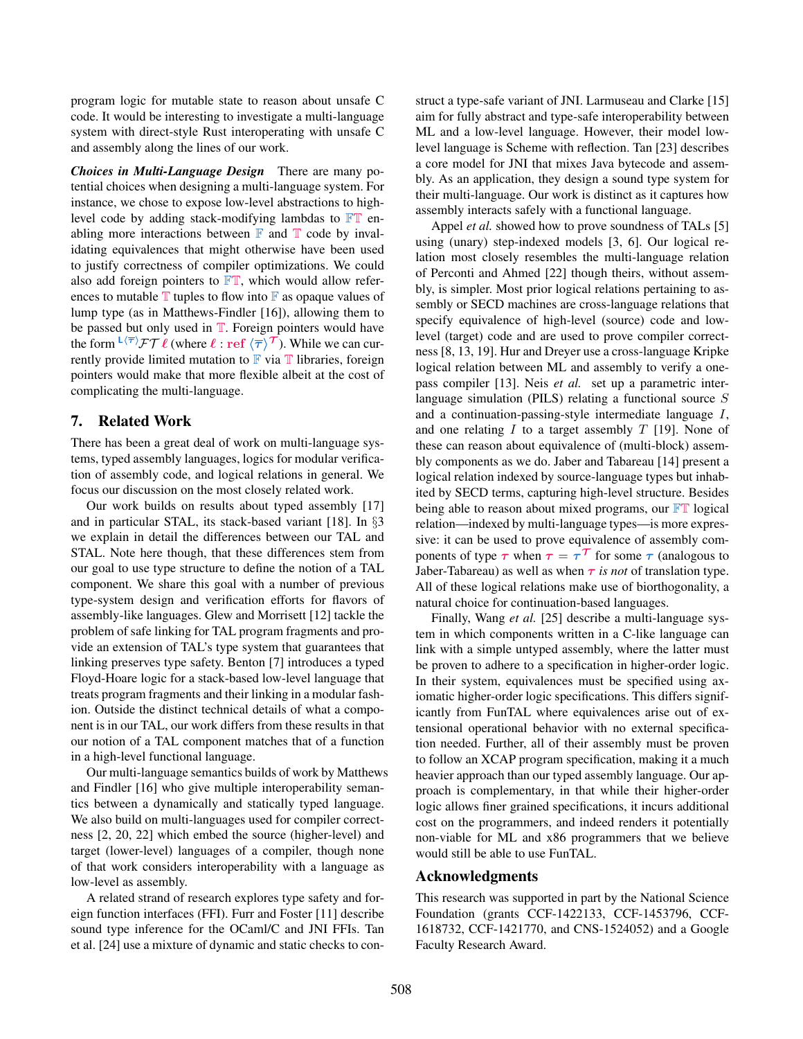program logic for mutable state to reason about unsafe C code. It would be interesting to investigate a multi-language system with direct-style Rust interoperating with unsafe C and assembly along the lines of our work.

***Choices in Multi-Language Design*** There are many potential choices when designing a multi-language system. For instance, we chose to expose low-level abstractions to high-level code by adding stack-modifying lambdas to $\mathbb{FT}$ enabling more interactions between $\mathbb{F}$ and $\mathbb{T}$ code by invalidating equivalences that might otherwise have been used to justify correctness of compiler optimizations. We could also add foreign pointers to $\mathbb{FT}$, which would allow references to mutable $\mathbb{T}$ tuples to flow into $\mathbb{F}$ as opaque values of lump type (as in Matthews-Findler [16]), allowing them to be passed but only used in $\mathbb{T}$. Foreign pointers would have the form ${}^{\mathsf{L}\langle\overline{\tau}\rangle}\mathcal{FT}\,\ell$ (where $\ell : \mathbf{ref}\ \langle\overline{\tau}\rangle^{\mathcal{T}}$). While we can currently provide limited mutation to $\mathbb{F}$ via $\mathbb{T}$ libraries, foreign pointers would make that more flexible albeit at the cost of complicating the multi-language.

## 7. Related Work

There has been a great deal of work on multi-language systems, typed assembly languages, logics for modular verification of assembly code, and logical relations in general. We focus our discussion on the most closely related work.

Our work builds on results about typed assembly [17] and in particular STAL, its stack-based variant [18]. In §3 we explain in detail the differences between our TAL and STAL. Note here though, that these differences stem from our goal to use type structure to define the notion of a TAL component. We share this goal with a number of previous type-system design and verification efforts for flavors of assembly-like languages. Glew and Morrisett [12] tackle the problem of safe linking for TAL program fragments and provide an extension of TAL's type system that guarantees that linking preserves type safety. Benton [7] introduces a typed Floyd-Hoare logic for a stack-based low-level language that treats program fragments and their linking in a modular fashion. Outside the distinct technical details of what a component is in our TAL, our work differs from these results in that our notion of a TAL component matches that of a function in a high-level functional language.

Our multi-language semantics builds of work by Matthews and Findler [16] who give multiple interoperability semantics between a dynamically and statically typed language. We also build on multi-languages used for compiler correctness [2, 20, 22] which embed the source (higher-level) and target (lower-level) languages of a compiler, though none of that work considers interoperability with a language as low-level as assembly.

A related strand of research explores type safety and foreign function interfaces (FFI). Furr and Foster [11] describe sound type inference for the OCaml/C and JNI FFIs. Tan et al. [24] use a mixture of dynamic and static checks to construct a type-safe variant of JNI. Larmuseau and Clarke [15] aim for fully abstract and type-safe interoperability between ML and a low-level language. However, their model low-level language is Scheme with reflection. Tan [23] describes a core model for JNI that mixes Java bytecode and assembly. As an application, they design a sound type system for their multi-language. Our work is distinct as it captures how assembly interacts safely with a functional language.

Appel *et al.* showed how to prove soundness of TALs [5] using (unary) step-indexed models [3, 6]. Our logical relation most closely resembles the multi-language relation of Perconti and Ahmed [22] though theirs, without assembly, is simpler. Most prior logical relations pertaining to assembly or SECD machines are cross-language relations that specify equivalence of high-level (source) code and low-level (target) code and are used to prove compiler correctness [8, 13, 19]. Hur and Dreyer use a cross-language Kripke logical relation between ML and assembly to verify a one-pass compiler [13]. Neis *et al.* set up a parametric inter-language simulation (PILS) relating a functional source $S$ and a continuation-passing-style intermediate language $I$, and one relating $I$ to a target assembly $T$ [19]. None of these can reason about equivalence of (multi-block) assembly components as we do. Jaber and Tabareau [14] present a logical relation indexed by source-language types but inhabited by SECD terms, capturing high-level structure. Besides being able to reason about mixed programs, our $\mathbb{FT}$ logical relation—indexed by multi-language types—is more expressive: it can be used to prove equivalence of assembly components of type $\tau$ when $\tau = \tau^{\mathcal{T}}$ for some $\tau$ (analogous to Jaber-Tabareau) as well as when $\tau$ *is not* of translation type. All of these logical relations make use of biorthogonality, a natural choice for continuation-based languages.

Finally, Wang *et al.* [25] describe a multi-language system in which components written in a C-like language can link with a simple untyped assembly, where the latter must be proven to adhere to a specification in higher-order logic. In their system, equivalences must be specified using axiomatic higher-order logic specifications. This differs significantly from FunTAL where equivalences arise out of extensional operational behavior with no external specification needed. Further, all of their assembly must be proven to follow an XCAP program specification, making it a much heavier approach than our typed assembly language. Our approach is complementary, in that while their higher-order logic allows finer grained specifications, it incurs additional cost on the programmers, and indeed renders it potentially non-viable for ML and x86 programmers that we believe would still be able to use FunTAL.

## Acknowledgments

This research was supported in part by the National Science Foundation (grants CCF-1422133, CCF-1453796, CCF-1618732, CCF-1421770, and CNS-1524052) and a Google Faculty Research Award.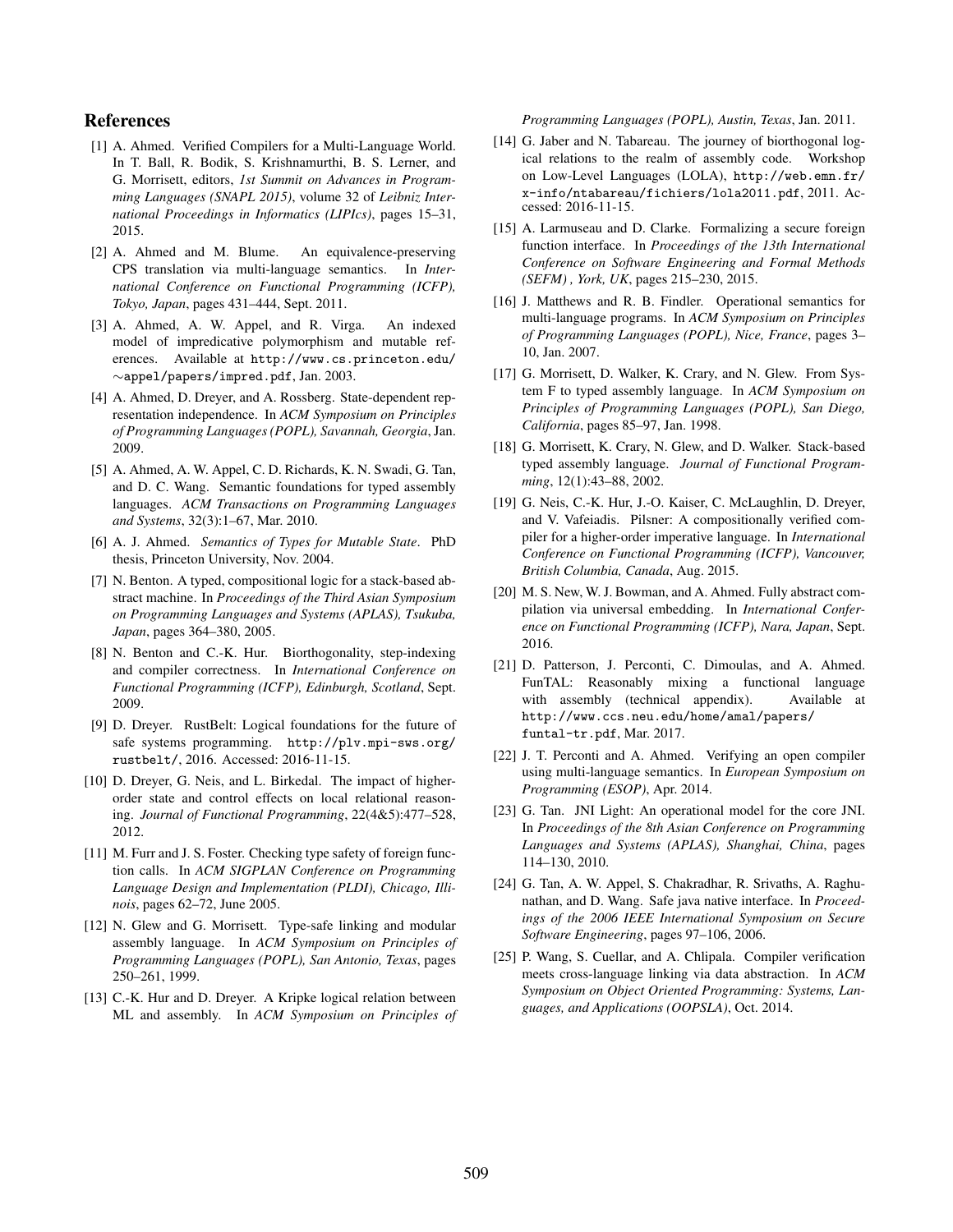## References

[1] A. Ahmed. Verified Compilers for a Multi-Language World. In T. Ball, R. Bodik, S. Krishnamurthi, B. S. Lerner, and G. Morrisett, editors, *1st Summit on Advances in Programming Languages (SNAPL 2015)*, volume 32 of *Leibniz International Proceedings in Informatics (LIPIcs)*, pages 15–31, 2015.

[2] A. Ahmed and M. Blume. An equivalence-preserving CPS translation via multi-language semantics. In *International Conference on Functional Programming (ICFP), Tokyo, Japan*, pages 431–444, Sept. 2011.

[3] A. Ahmed, A. W. Appel, and R. Virga. An indexed model of impredicative polymorphism and mutable references. Available at `http://www.cs.princeton.edu/~appel/papers/impred.pdf`, Jan. 2003.

[4] A. Ahmed, D. Dreyer, and A. Rossberg. State-dependent representation independence. In *ACM Symposium on Principles of Programming Languages (POPL), Savannah, Georgia*, Jan. 2009.

[5] A. Ahmed, A. W. Appel, C. D. Richards, K. N. Swadi, G. Tan, and D. C. Wang. Semantic foundations for typed assembly languages. *ACM Transactions on Programming Languages and Systems*, 32(3):1–67, Mar. 2010.

[6] A. J. Ahmed. *Semantics of Types for Mutable State*. PhD thesis, Princeton University, Nov. 2004.

[7] N. Benton. A typed, compositional logic for a stack-based abstract machine. In *Proceedings of the Third Asian Symposium on Programming Languages and Systems (APLAS), Tsukuba, Japan*, pages 364–380, 2005.

[8] N. Benton and C.-K. Hur. Biorthogonality, step-indexing and compiler correctness. In *International Conference on Functional Programming (ICFP), Edinburgh, Scotland*, Sept. 2009.

[9] D. Dreyer. RustBelt: Logical foundations for the future of safe systems programming. `http://plv.mpi-sws.org/rustbelt/`, 2016. Accessed: 2016-11-15.

[10] D. Dreyer, G. Neis, and L. Birkedal. The impact of higher-order state and control effects on local relational reasoning. *Journal of Functional Programming*, 22(4&5):477–528, 2012.

[11] M. Furr and J. S. Foster. Checking type safety of foreign function calls. In *ACM SIGPLAN Conference on Programming Language Design and Implementation (PLDI), Chicago, Illinois*, pages 62–72, June 2005.

[12] N. Glew and G. Morrisett. Type-safe linking and modular assembly language. In *ACM Symposium on Principles of Programming Languages (POPL), San Antonio, Texas*, pages 250–261, 1999.

[13] C.-K. Hur and D. Dreyer. A Kripke logical relation between ML and assembly. In *ACM Symposium on Principles of Programming Languages (POPL), Austin, Texas*, Jan. 2011.

[14] G. Jaber and N. Tabareau. The journey of biorthogonal logical relations to the realm of assembly code. Workshop on Low-Level Languages (LOLA), `http://web.emn.fr/x-info/ntabareau/fichiers/lola2011.pdf`, 2011. Accessed: 2016-11-15.

[15] A. Larmuseau and D. Clarke. Formalizing a secure foreign function interface. In *Proceedings of the 13th International Conference on Software Engineering and Formal Methods (SEFM) , York, UK*, pages 215–230, 2015.

[16] J. Matthews and R. B. Findler. Operational semantics for multi-language programs. In *ACM Symposium on Principles of Programming Languages (POPL), Nice, France*, pages 3–10, Jan. 2007.

[17] G. Morrisett, D. Walker, K. Crary, and N. Glew. From System F to typed assembly language. In *ACM Symposium on Principles of Programming Languages (POPL), San Diego, California*, pages 85–97, Jan. 1998.

[18] G. Morrisett, K. Crary, N. Glew, and D. Walker. Stack-based typed assembly language. *Journal of Functional Programming*, 12(1):43–88, 2002.

[19] G. Neis, C.-K. Hur, J.-O. Kaiser, C. McLaughlin, D. Dreyer, and V. Vafeiadis. Pilsner: A compositionally verified compiler for a higher-order imperative language. In *International Conference on Functional Programming (ICFP), Vancouver, British Columbia, Canada*, Aug. 2015.

[20] M. S. New, W. J. Bowman, and A. Ahmed. Fully abstract compilation via universal embedding. In *International Conference on Functional Programming (ICFP), Nara, Japan*, Sept. 2016.

[21] D. Patterson, J. Perconti, C. Dimoulas, and A. Ahmed. FunTAL: Reasonably mixing a functional language with assembly (technical appendix). Available at `http://www.ccs.neu.edu/home/amal/papers/funtal-tr.pdf`, Mar. 2017.

[22] J. T. Perconti and A. Ahmed. Verifying an open compiler using multi-language semantics. In *European Symposium on Programming (ESOP)*, Apr. 2014.

[23] G. Tan. JNI Light: An operational model for the core JNI. In *Proceedings of the 8th Asian Conference on Programming Languages and Systems (APLAS), Shanghai, China*, pages 114–130, 2010.

[24] G. Tan, A. W. Appel, S. Chakradhar, R. Srivaths, A. Raghunathan, and D. Wang. Safe java native interface. In *Proceedings of the 2006 IEEE International Symposium on Secure Software Engineering*, pages 97–106, 2006.

[25] P. Wang, S. Cuellar, and A. Chlipala. Compiler verification meets cross-language linking via data abstraction. In *ACM Symposium on Object Oriented Programming: Systems, Languages, and Applications (OOPSLA)*, Oct. 2014.